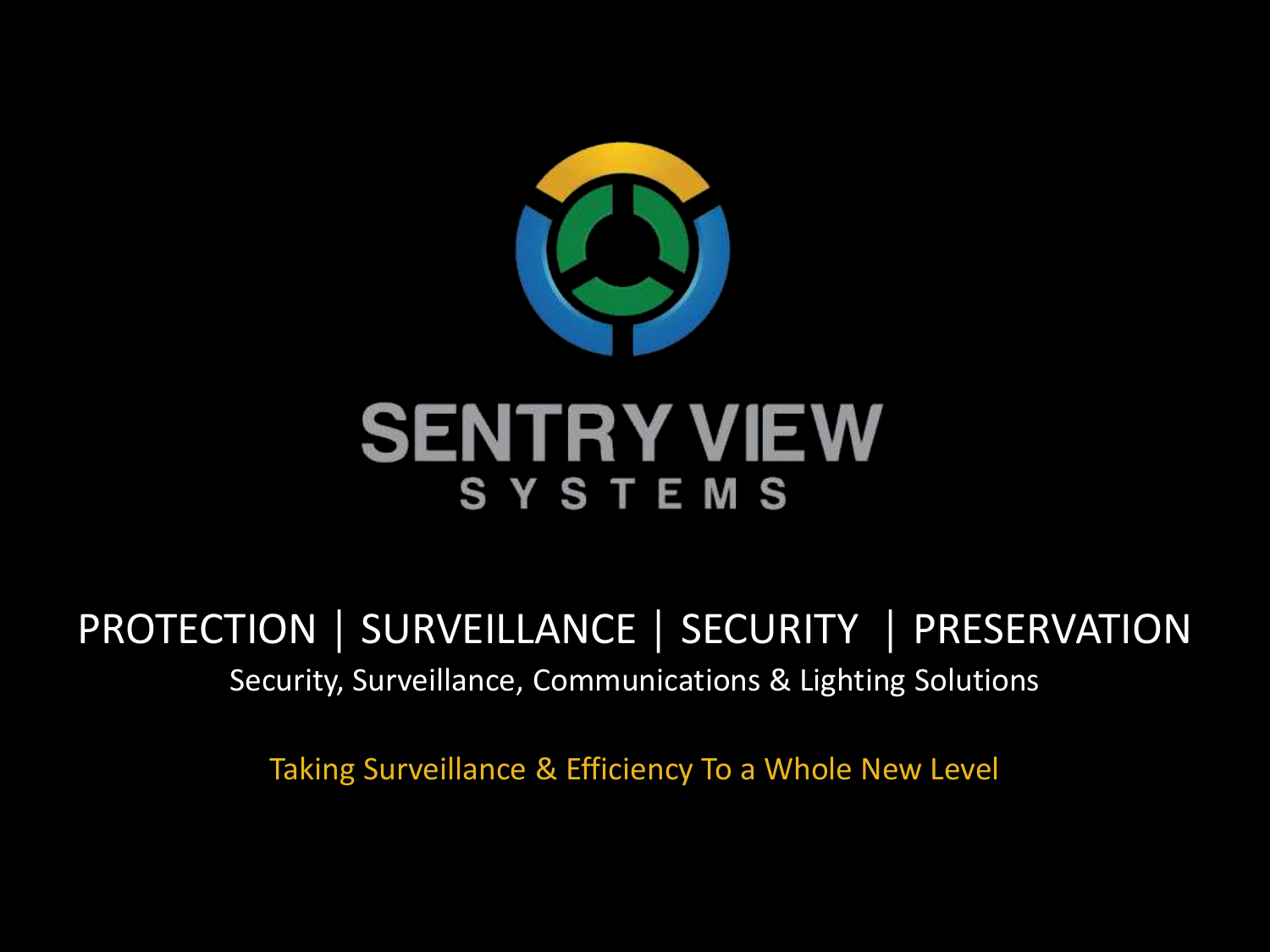# SENTRY VIEW SYSTEMS

PROTECTION | SURVEILLANCE | SECURITY | PRESERVATION

Security, Surveillance, Communications & Lighting Solutions

Taking Surveillance & Efficiency To a Whole New Level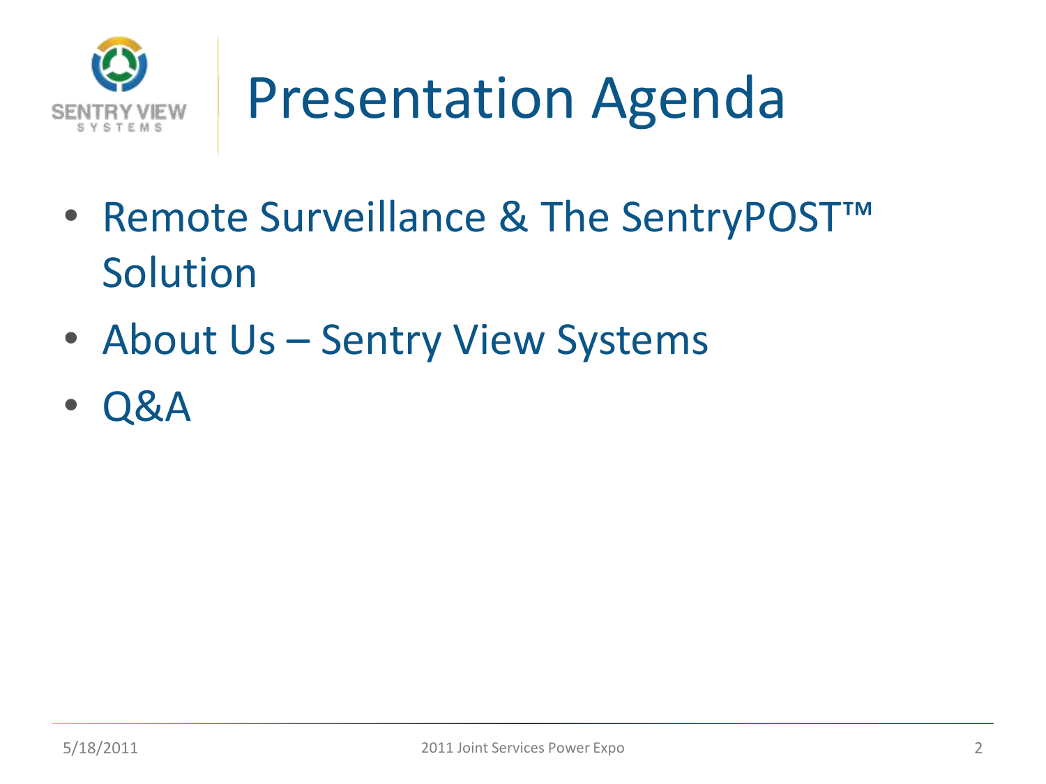# Presentation Agenda

- Remote Surveillance & The SentryPOST™ Solution
- About Us – Sentry View Systems
- Q&A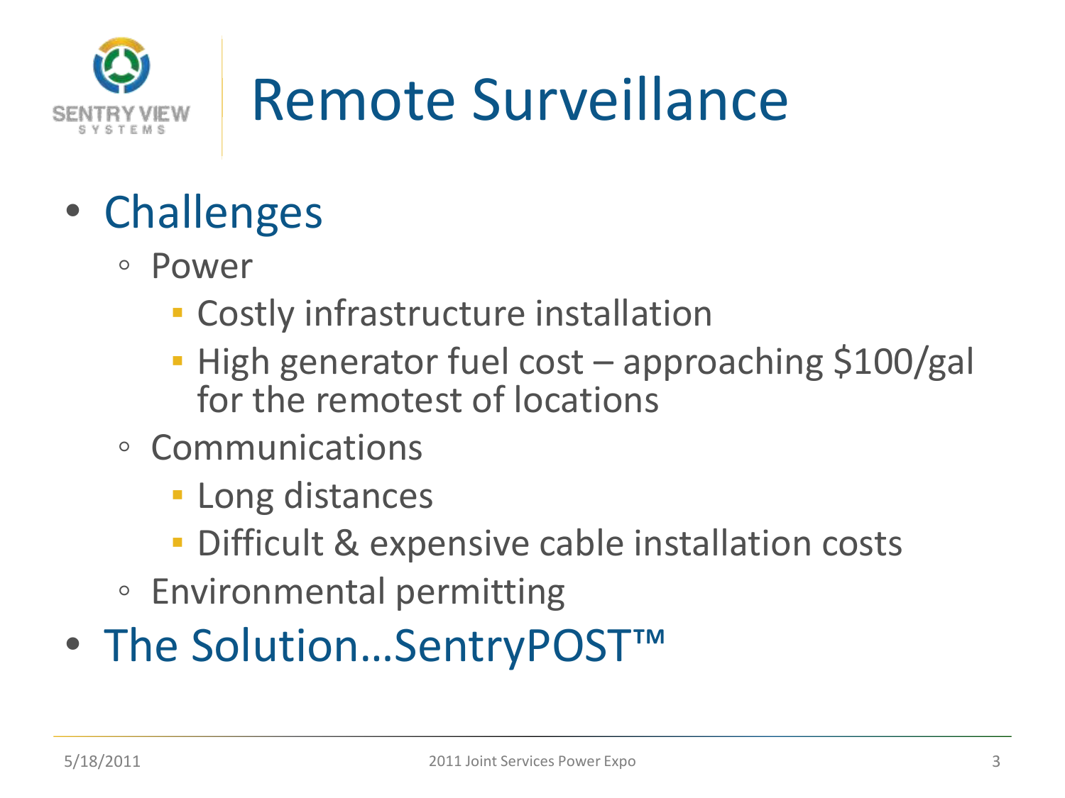# Remote Surveillance

- Challenges
  - Power
    - Costly infrastructure installation
    - High generator fuel cost – approaching $100/gal for the remotest of locations
  - Communications
    - Long distances
    - Difficult & expensive cable installation costs
  - Environmental permitting
- The Solution…SentryPOST™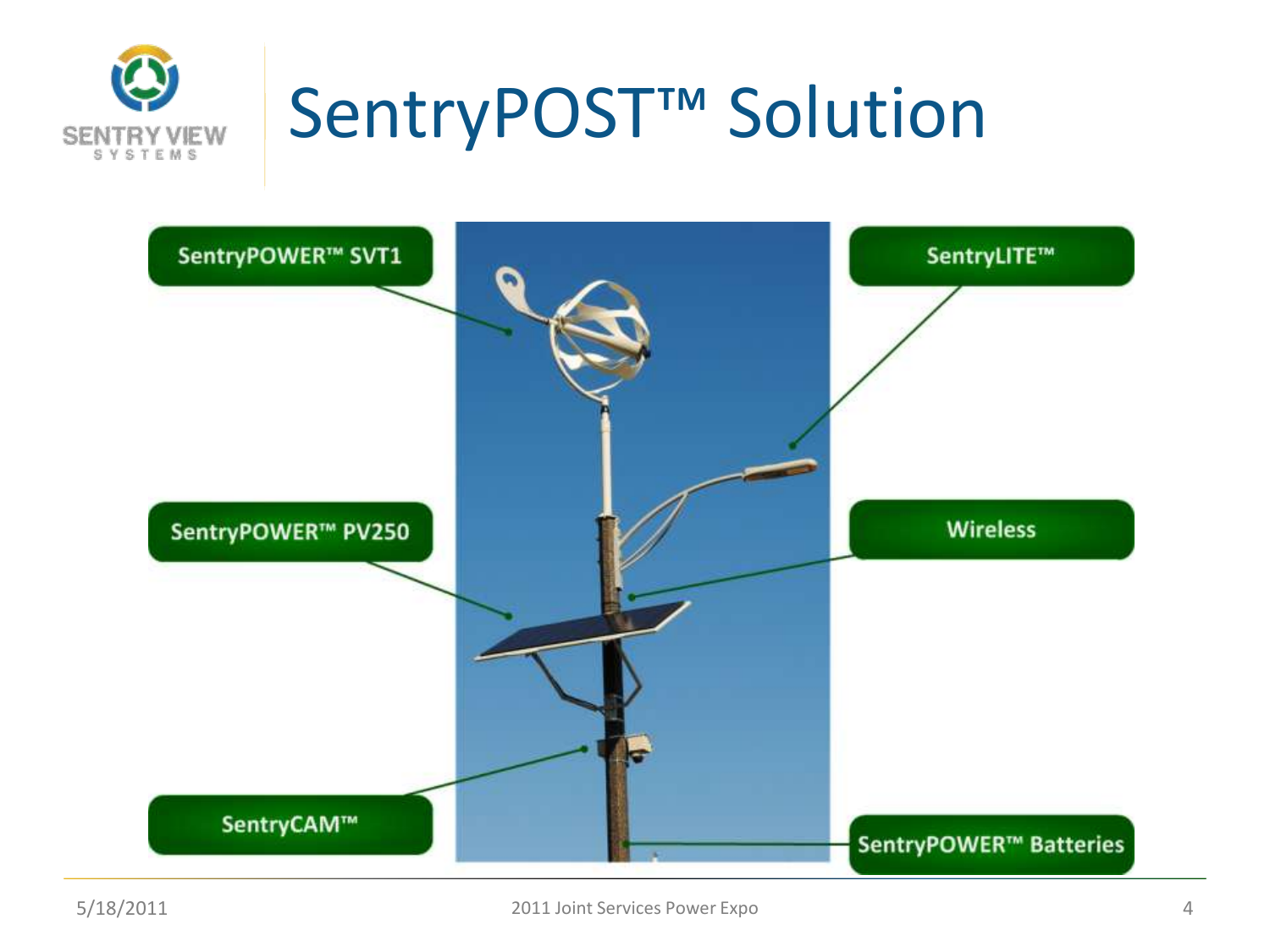# SentryPOST™ Solution

SentryPOWER™ SVT1

SentryLITE™

SentryPOWER™ PV250

Wireless

SentryCAM™

SentryPOWER™ Batteries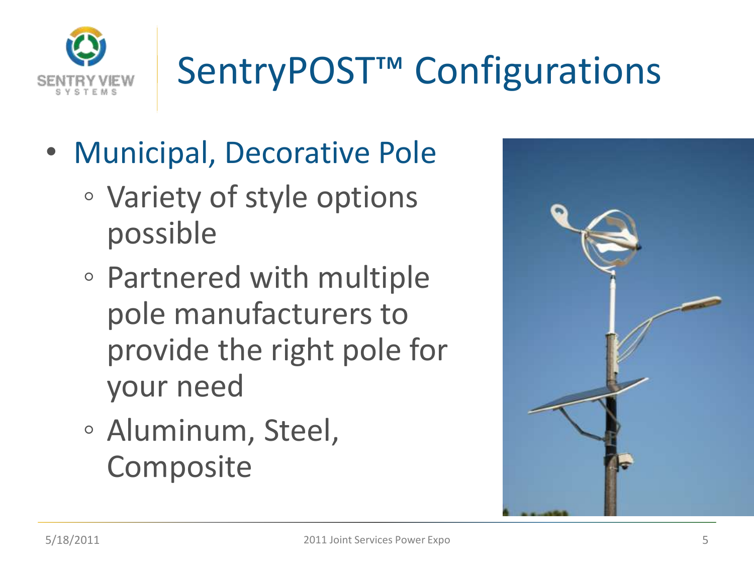# SentryPOST™ Configurations

- Municipal, Decorative Pole
  - Variety of style options possible
  - Partnered with multiple pole manufacturers to provide the right pole for your need
  - Aluminum, Steel, Composite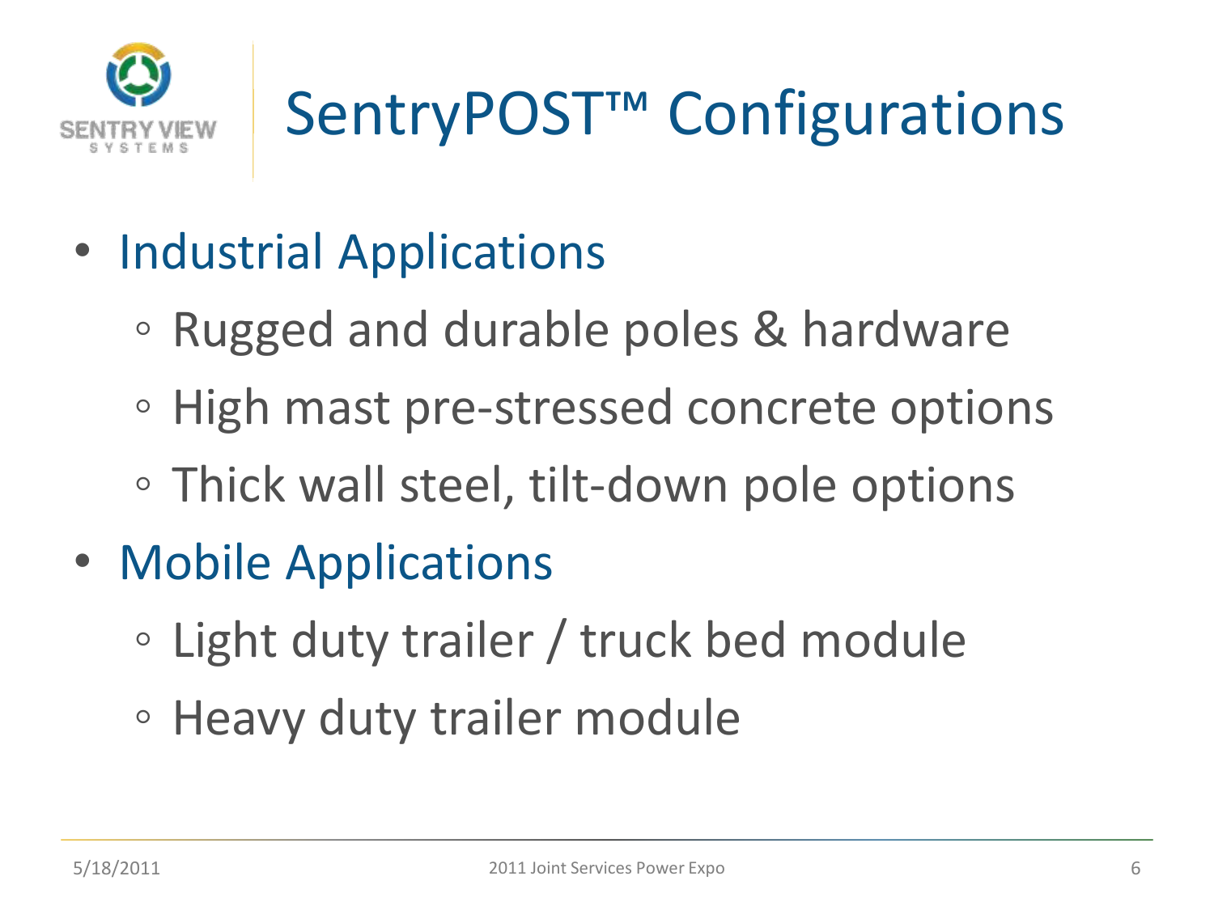# SentryPOST™ Configurations

- Industral Applications
  - Rugged and durable poles & hardware
  - High mast pre-stressed concrete options
  - Thick wall steel, tilt-down pole options
- Mobile Applications
  - Light duty trailer / truck bed module
  - Heavy duty trailer module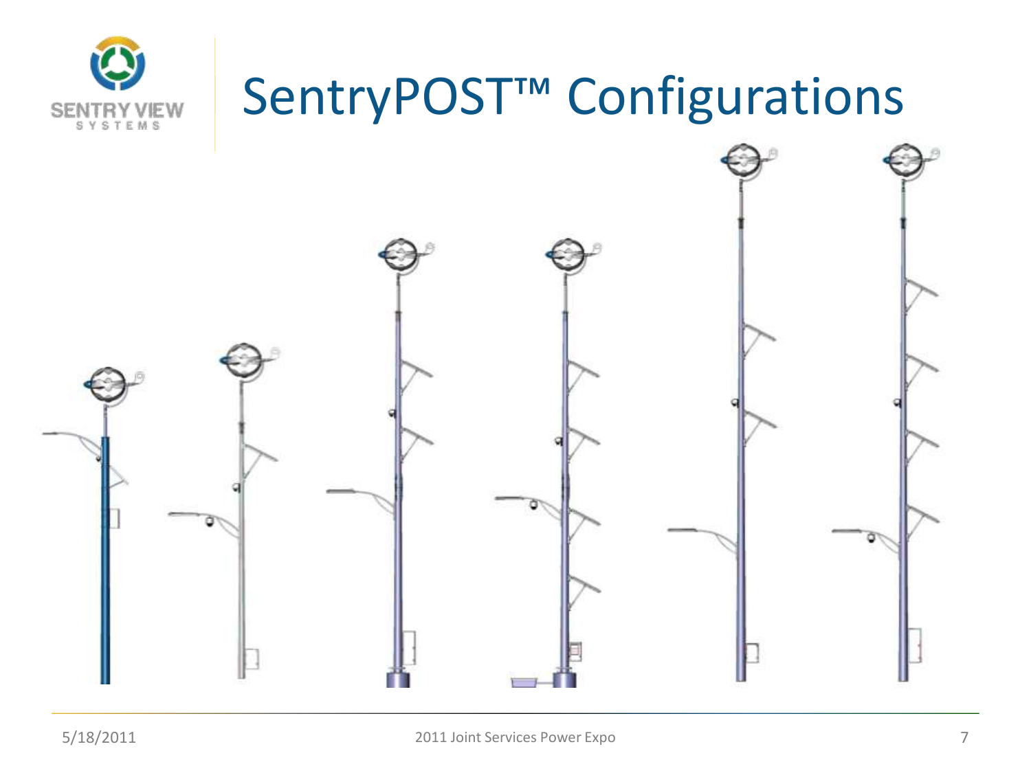# SentryPOST™ Configurations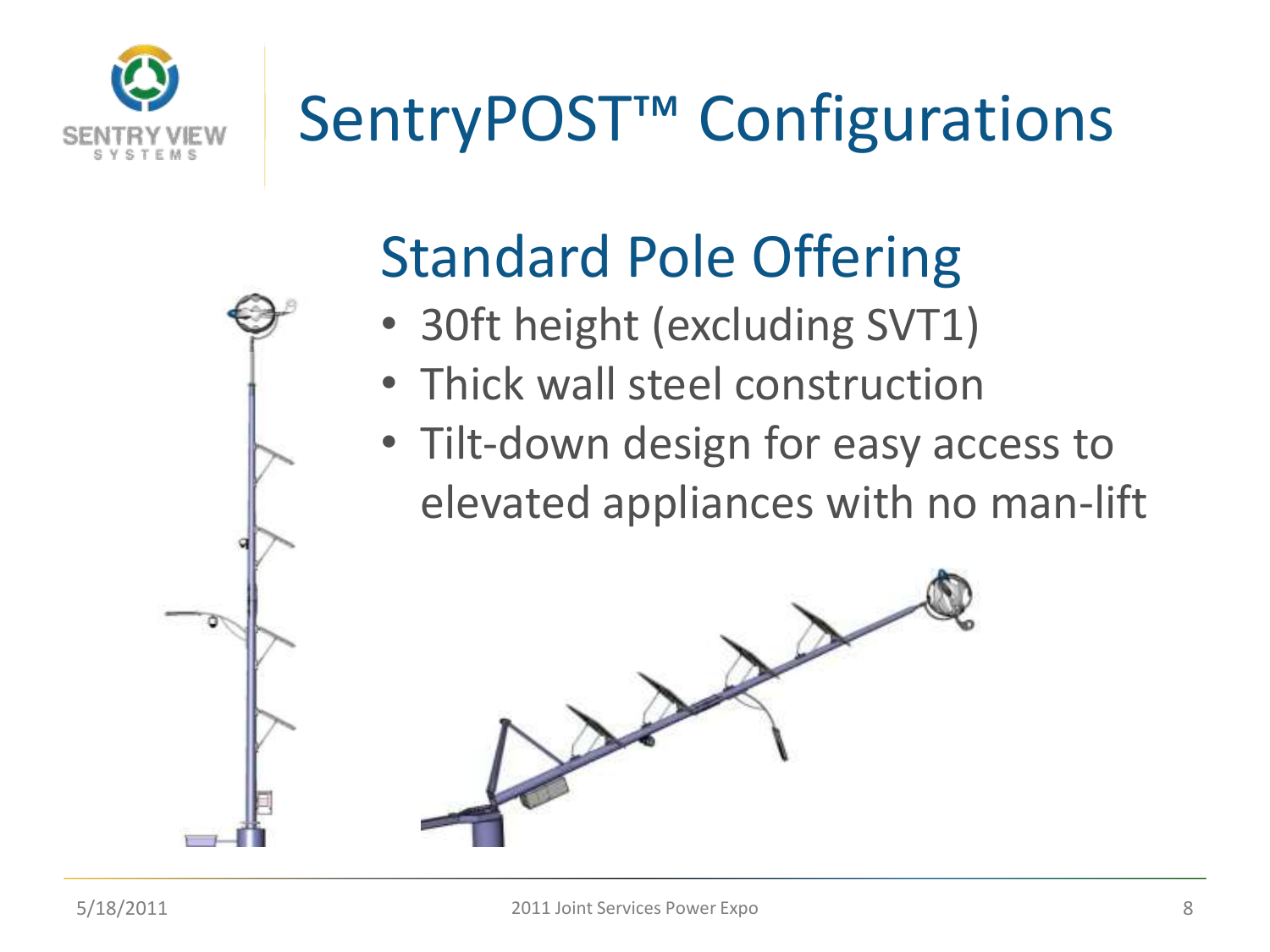# SentryPOST™ Configurations

## Standard Pole Offering

- 30ft height (excluding SVT1)
- Thick wall steel construction
- Tilt-down design for easy access to elevated appliances with no man-lift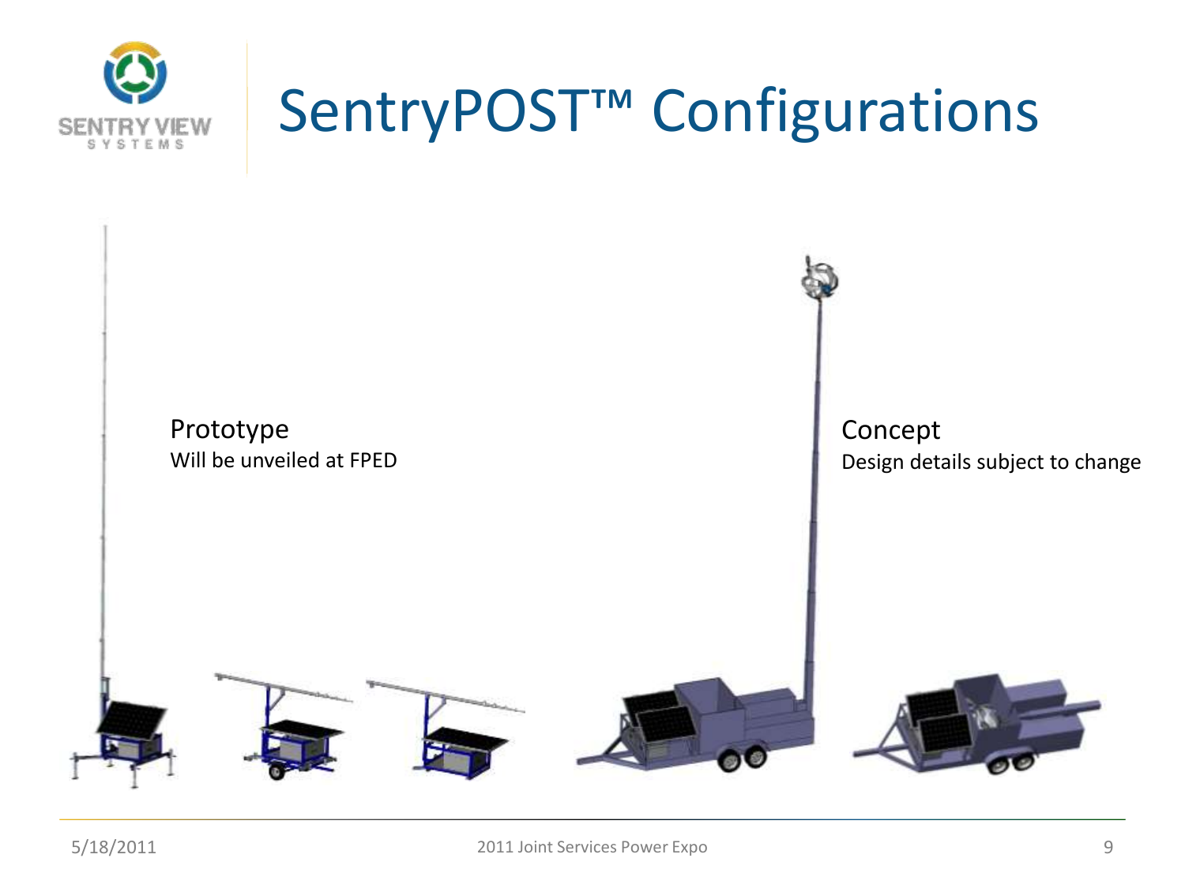# SentryPOST™ Configurations

Prototype

Will be unveiled at FPED

Concept

Design details subject to change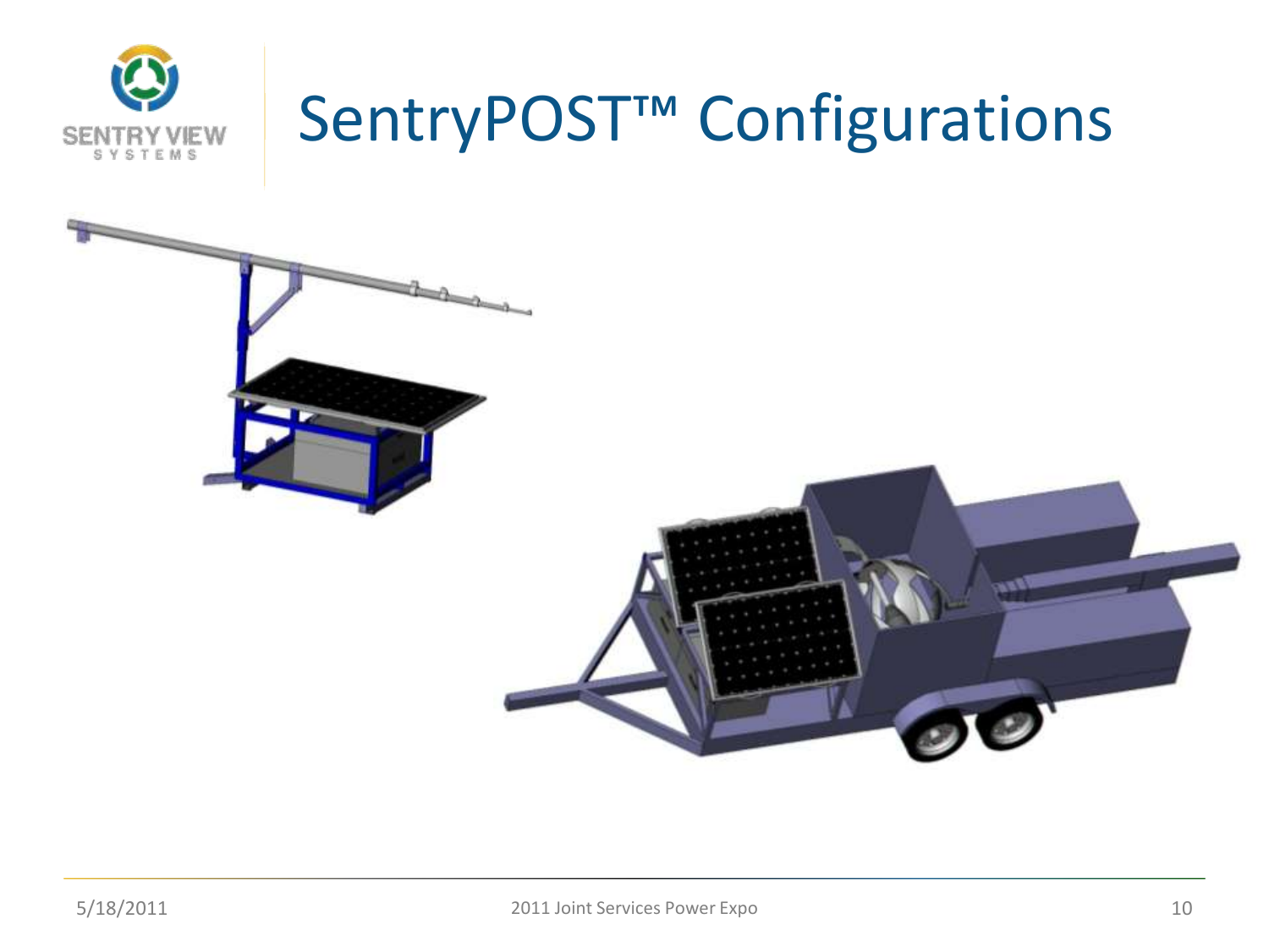# SentryPOST™ Configurations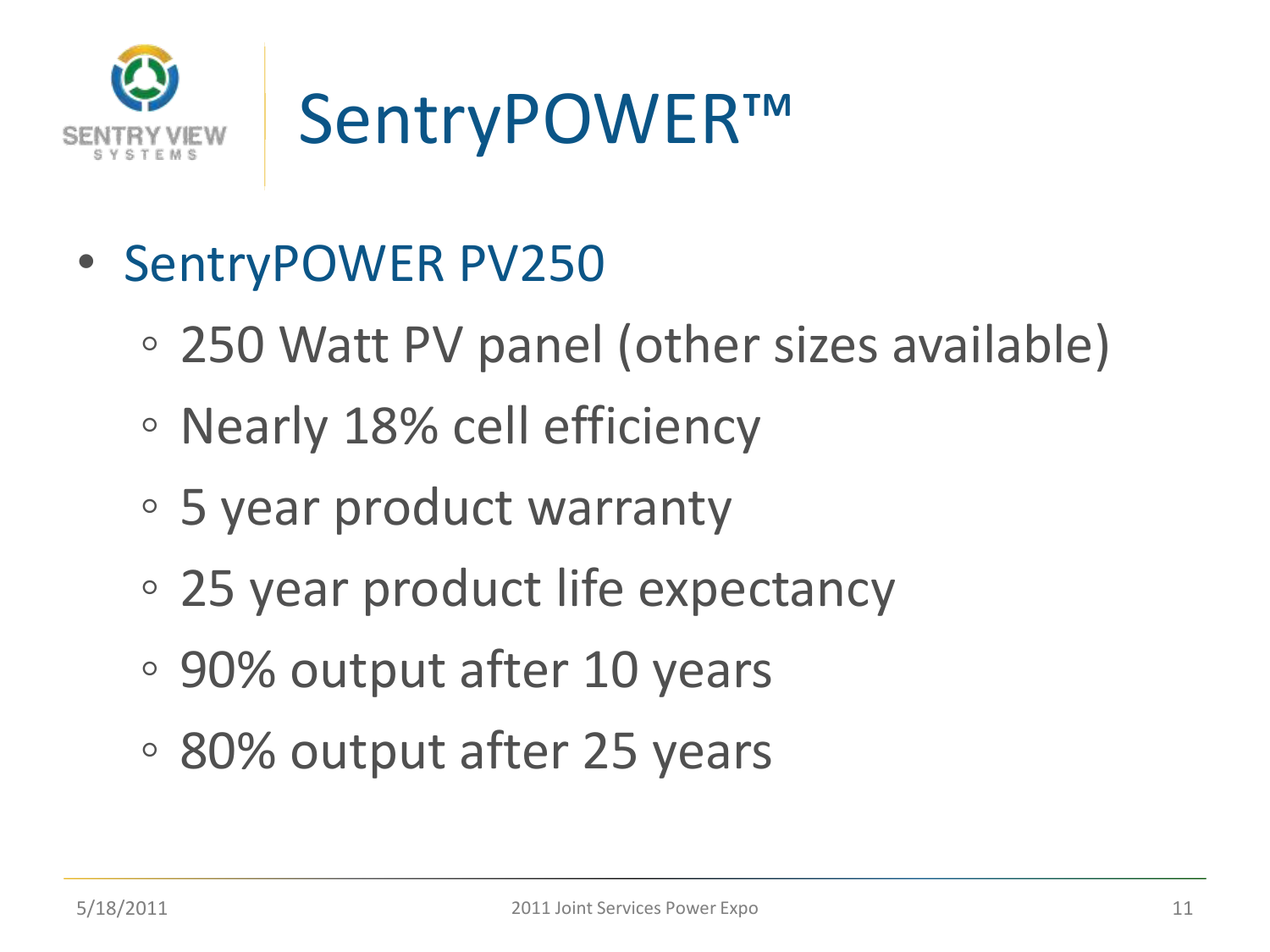# SentryPOWER™

- SentryPOWER PV250
  - 250 Watt PV panel (other sizes available)
  - Nearly 18% cell efficiency
  - 5 year product warranty
  - 25 year product life expectancy
  - 90% output after 10 years
  - 80% output after 25 years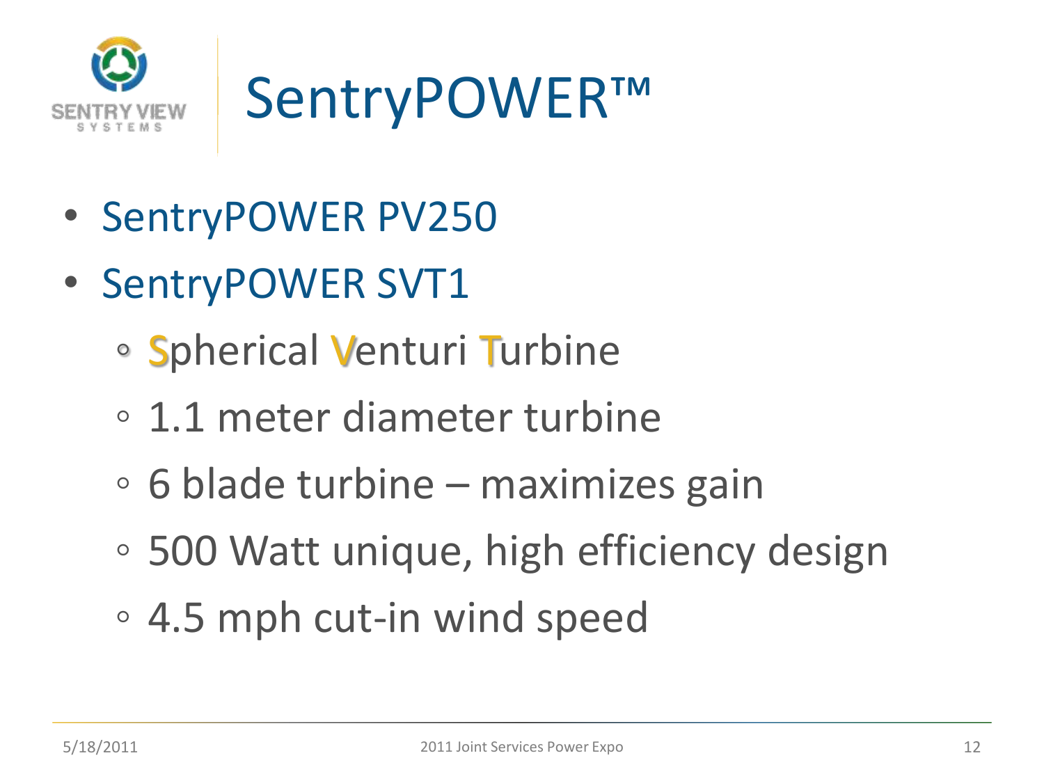# SentryPOWER™

- SentryPOWER PV250
- SentryPOWER SVT1
  - Spherical Venturi Turbine
  - 1.1 meter diameter turbine
  - 6 blade turbine – maximizes gain
  - 500 Watt unique, high efficiency design
  - 4.5 mph cut-in wind speed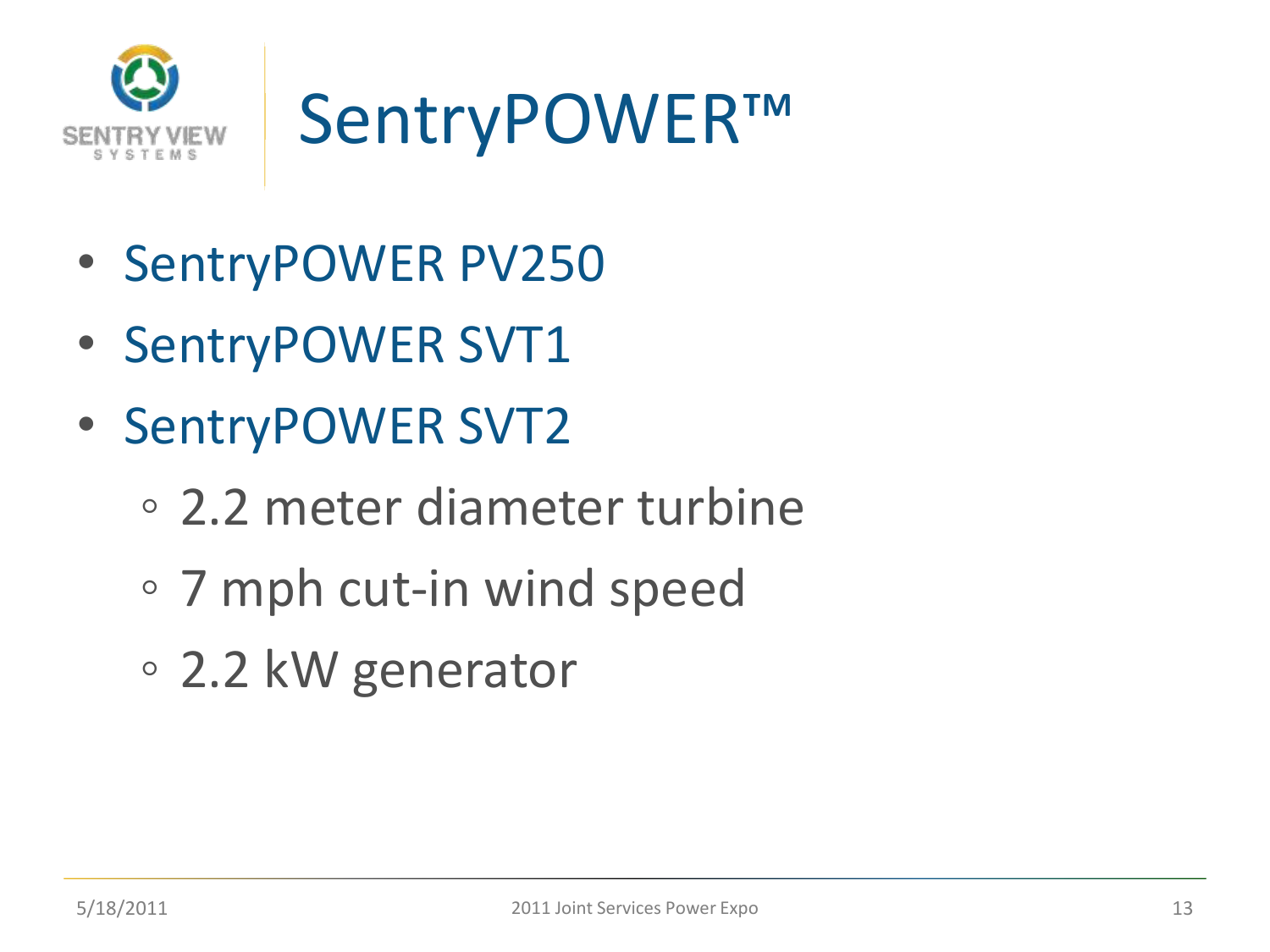# SentryPOWER™

- SentryPOWER PV250
- SentryPOWER SVT1
- SentryPOWER SVT2
  - 2.2 meter diameter turbine
  - 7 mph cut-in wind speed
  - 2.2 kW generator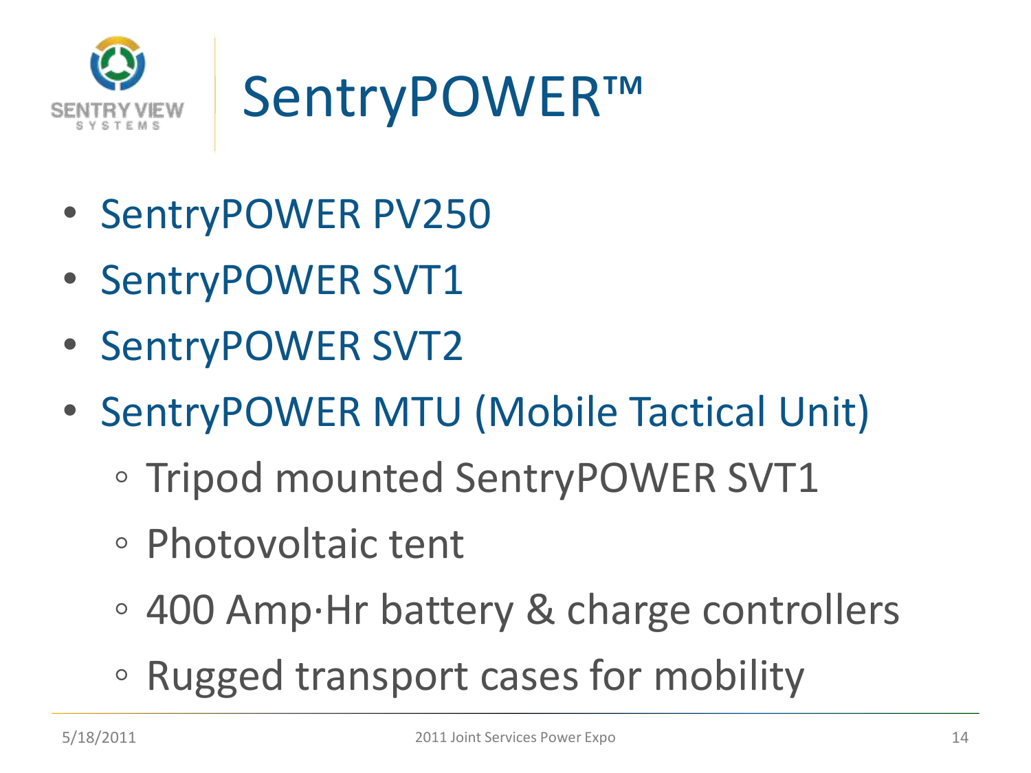# SentryPOWER™

- SentryPOWER PV250
- SentryPOWER SVT1
- SentryPOWER SVT2
- SentryPOWER MTU (Mobile Tactical Unit)
  - Tripod mounted SentryPOWER SVT1
  - Photovoltaic tent
  - 400 Amp·Hr battery & charge controllers
  - Rugged transport cases for mobility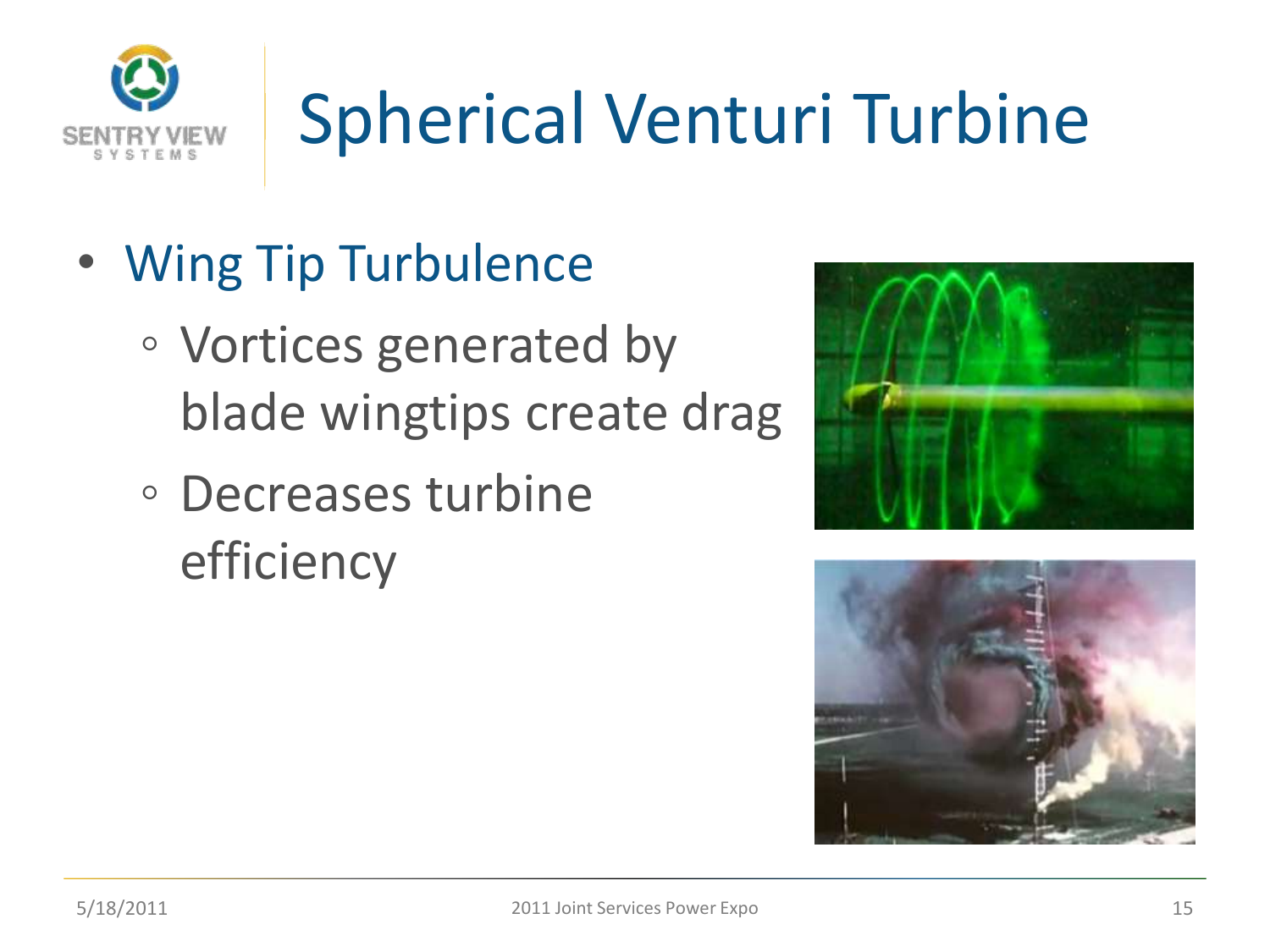# Spherical Venturi Turbine

- Wing Tip Turbulence
  - Vortices generated by blade wingtips create drag
  - Decreases turbine efficiency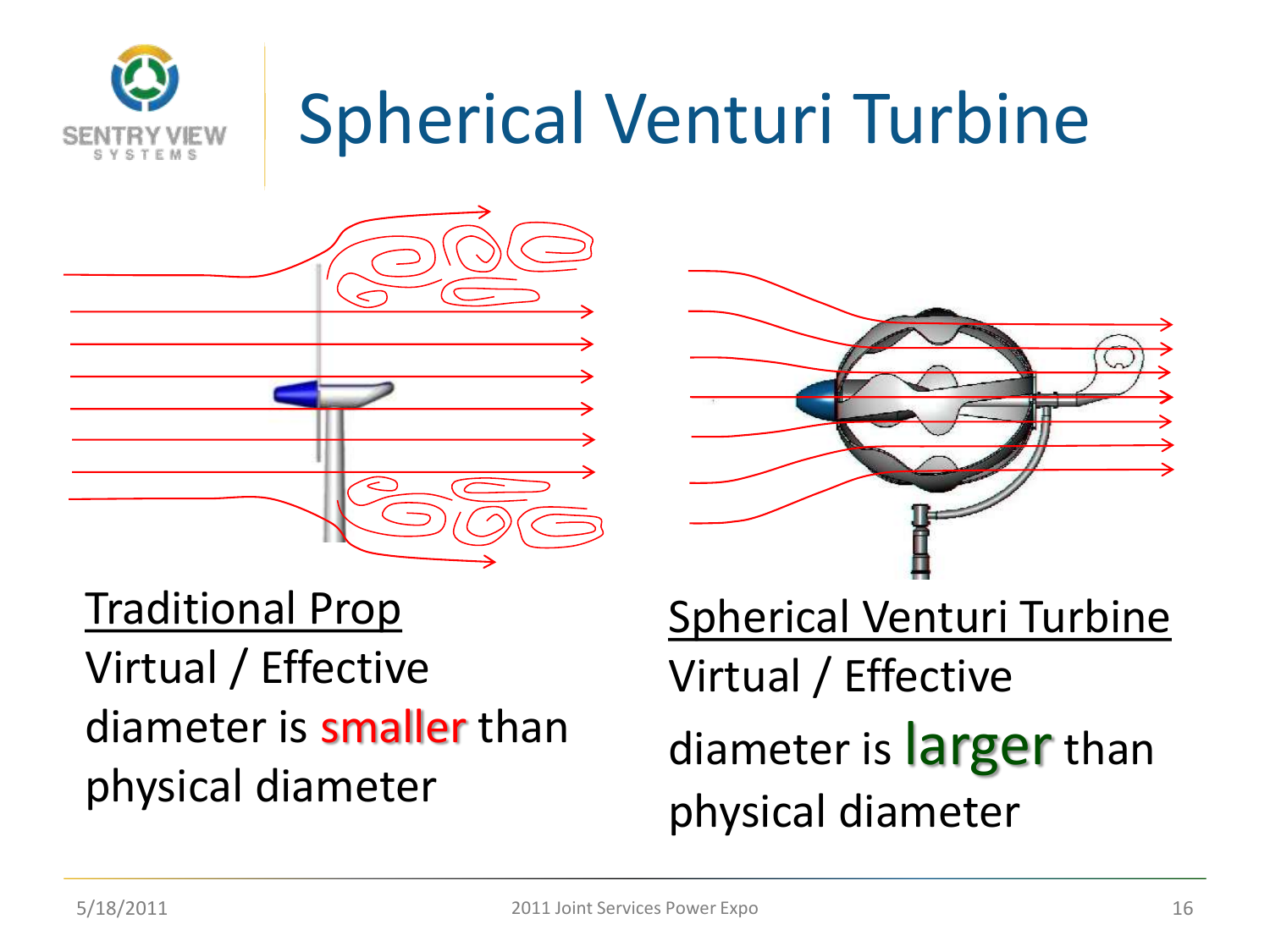# Spherical Venturi Turbine

Traditional Prop

Virtual / Effective diameter is smaller than physical diameter

Spherical Venturi Turbine

Virtual / Effective diameter is larger than physical diameter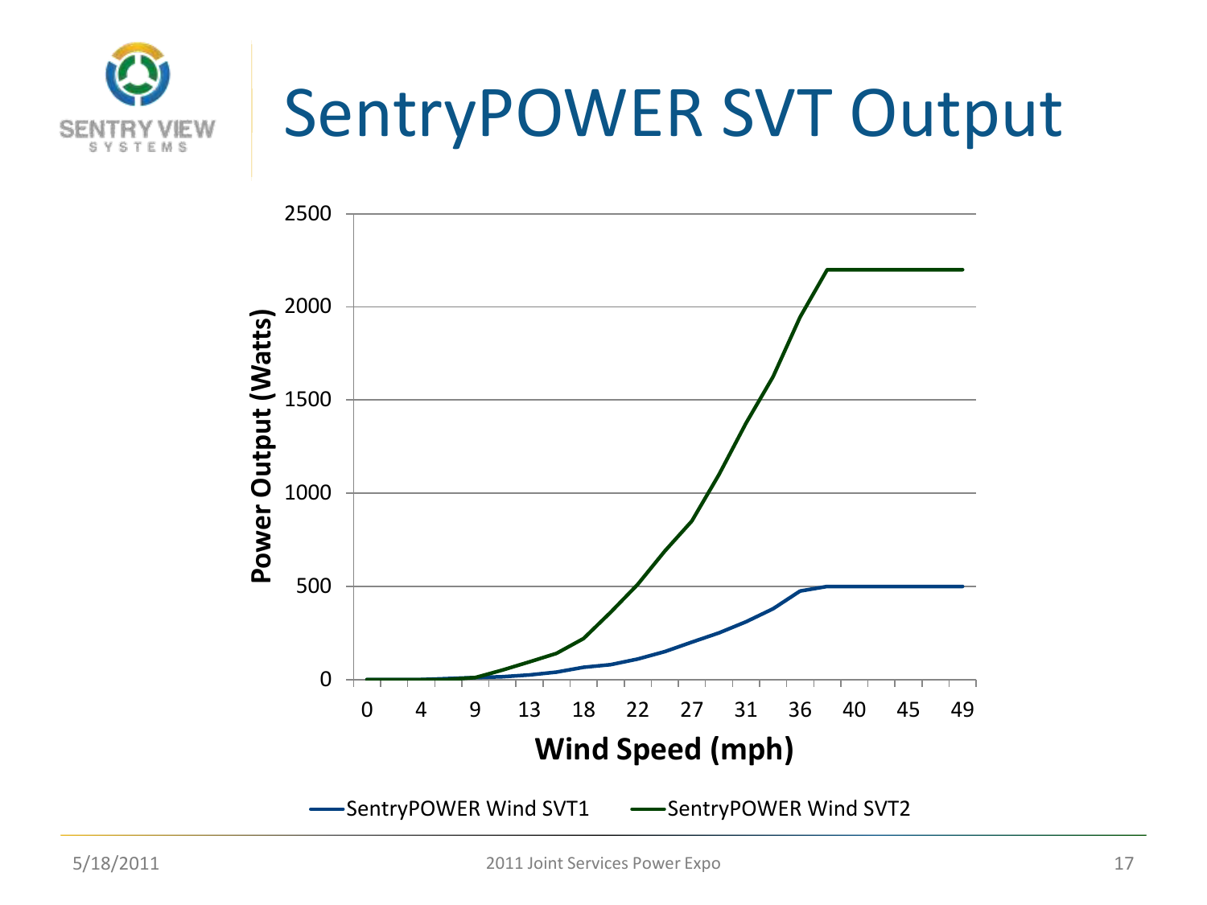# SentryPOWER SVT Output

SENTRY VIEW SYSTEMS

Power Output (Watts)

2500
2000
1500
1000
500
0

0 4 9 13 18 22 27 31 36 40 45 49

Wind Speed (mph)

SentryPOWER Wind SVT1
SentryPOWER Wind SVT2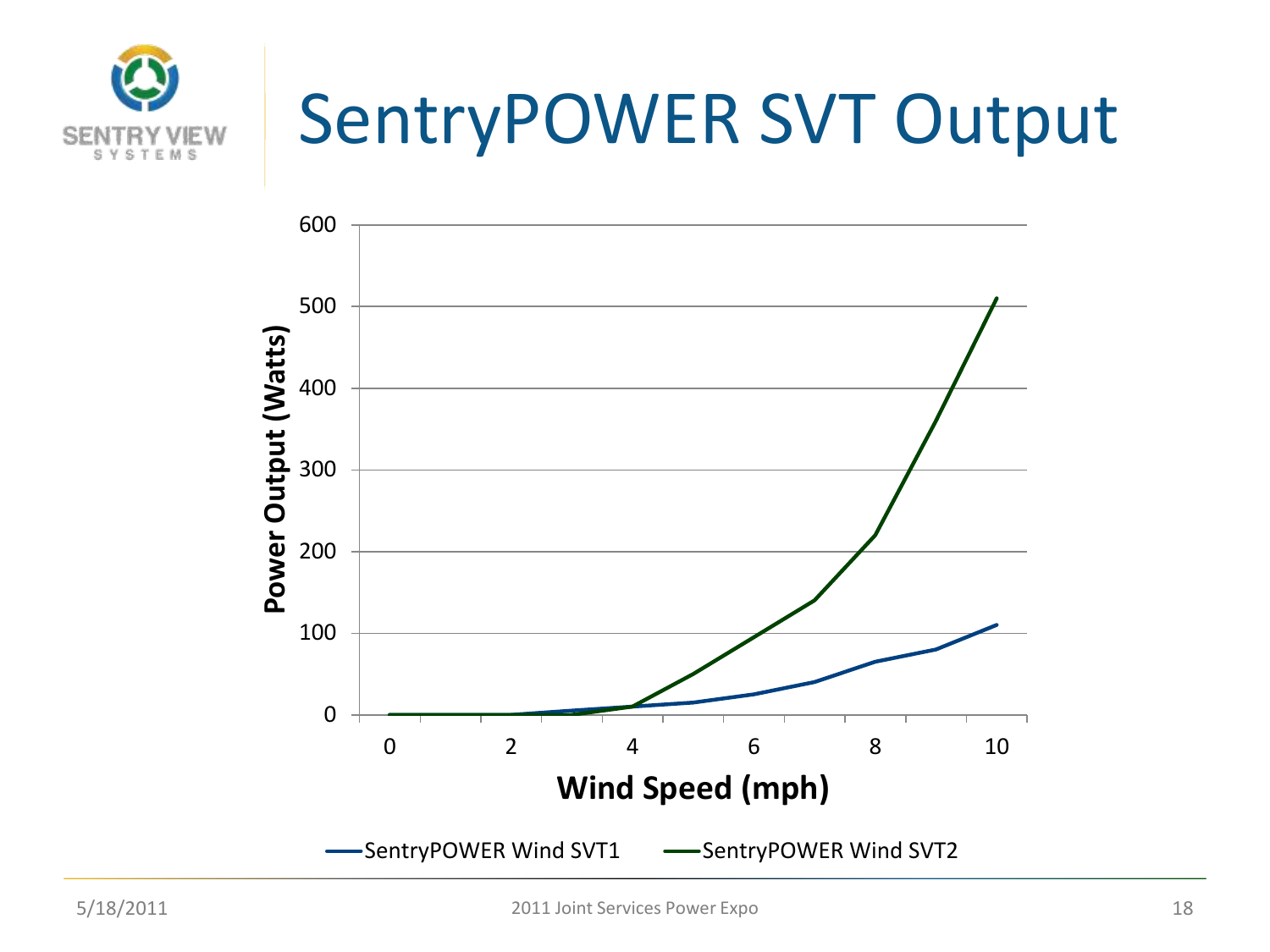# SentryPOWER SVT Output

Power Output (Watts)

600
500
400
300
200
100
0

0
2
4
6
8
10

Wind Speed (mph)

SentryPOWER Wind SVT1
SentryPOWER Wind SVT2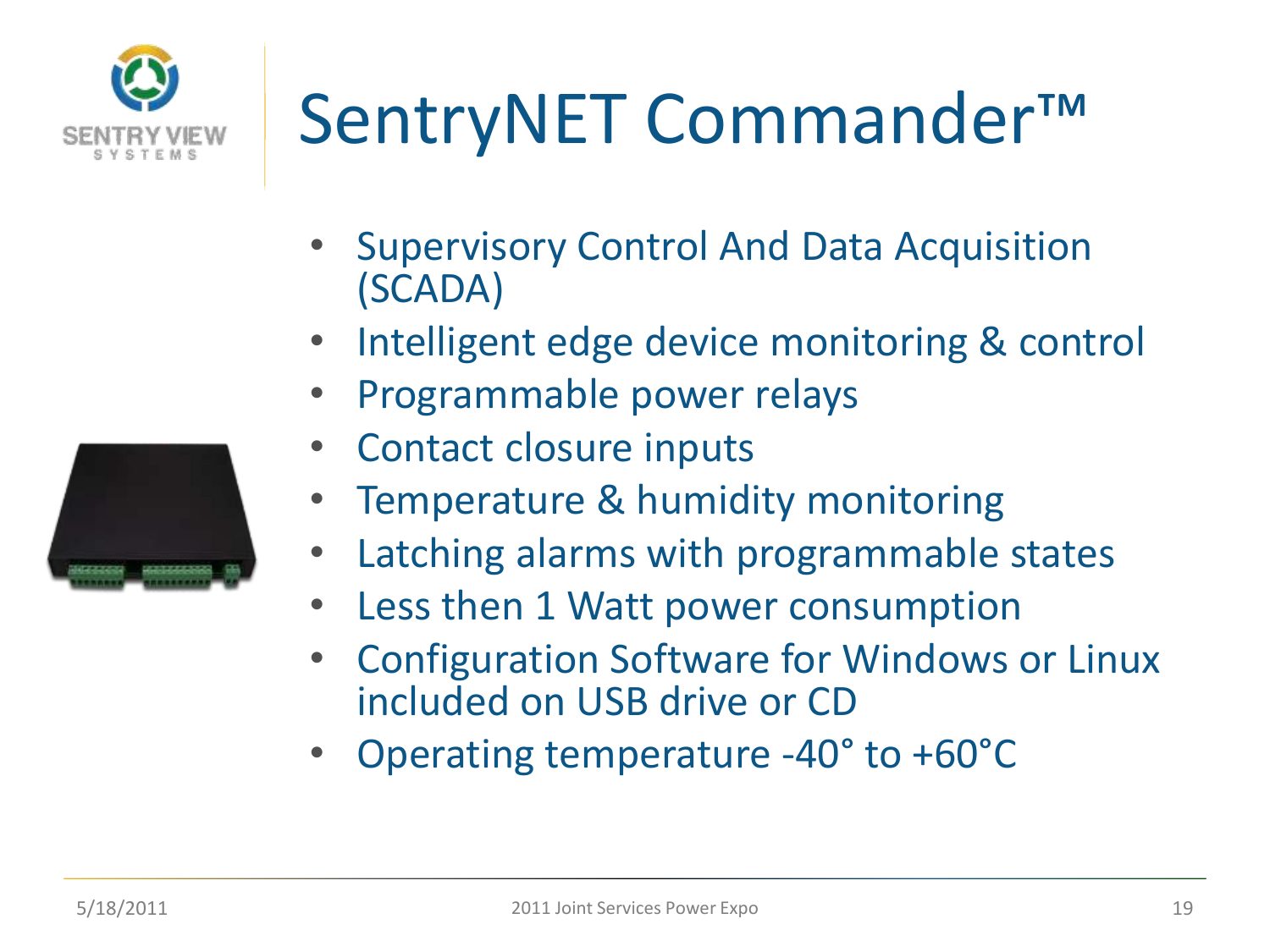# SentryNET Commander™

- Supervisory Control And Data Acquisition (SCADA)
- Intelligent edge device monitoring & control
- Programmable power relays
- Contact closure inputs
- Temperature & humidity monitoring
- Latching alarms with programmable states
- Less then 1 Watt power consumption
- Configuration Software for Windows or Linux included on USB drive or CD
- Operating temperature -40° to +60°C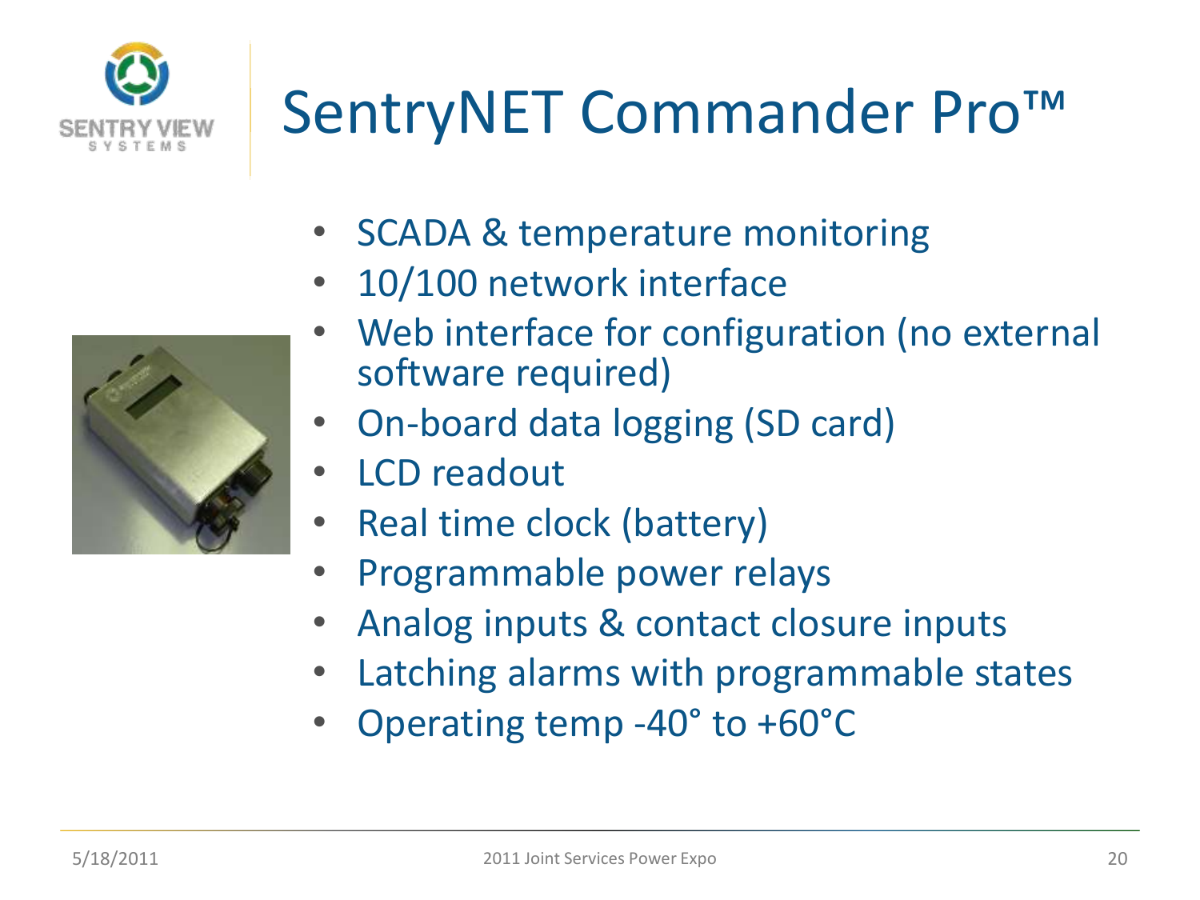# SentryNET Commander Pro™

- SCADA & temperature monitoring
- 10/100 network interface
- Web interface for configuration (no external software required)
- On-board data logging (SD card)
- LCD readout
- Real time clock (battery)
- Programmable power relays
- Analog inputs & contact closure inputs
- Latching alarms with programmable states
- Operating temp -40° to +60°C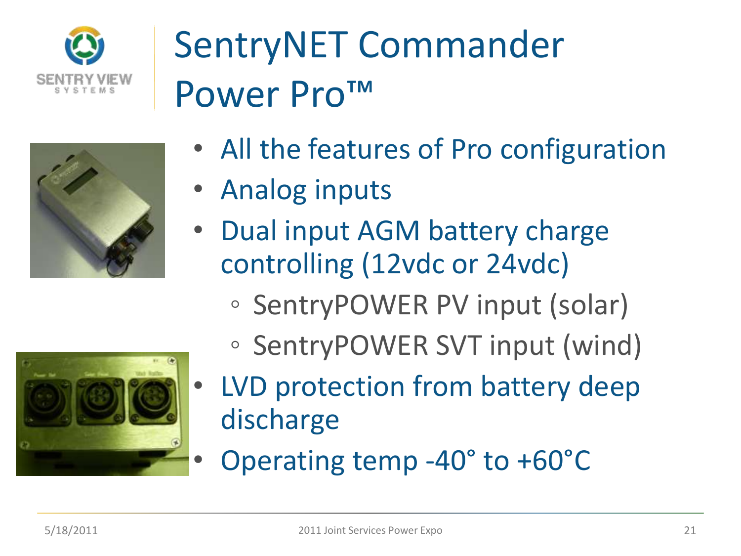# SentryNET Commander Power Pro™

- All the features of Pro configuration
- Analog inputs
- Dual input AGM battery charge controlling (12vdc or 24vdc)
  - SentryPOWER PV input (solar)
  - SentryPOWER SVT input (wind)
- LVD protection from battery deep discharge
- Operating temp -40° to +60°C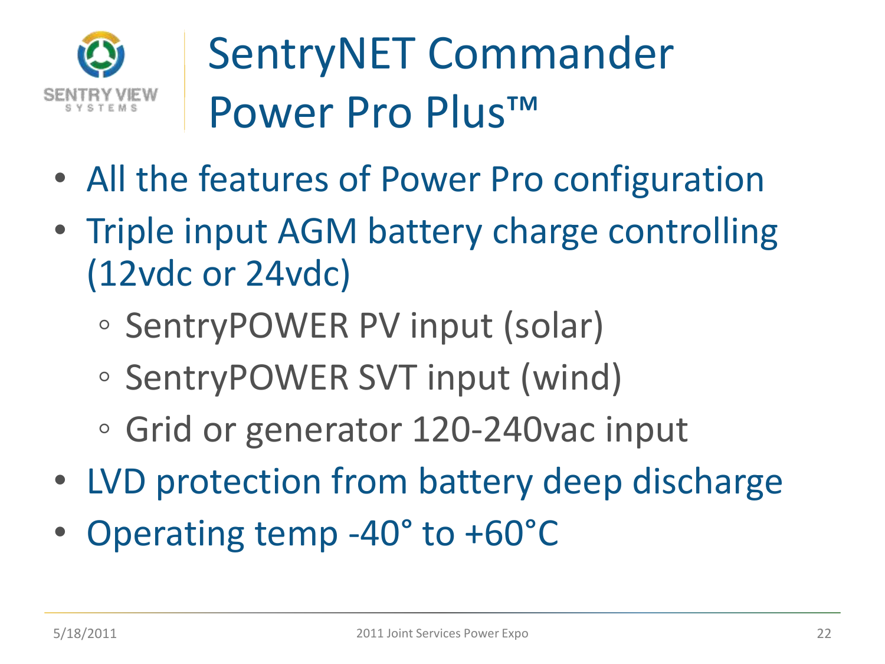# SentryNET Commander Power Pro Plus™

- All the features of Power Pro configuration
- Triple input AGM battery charge controlling (12vdc or 24vdc)
  - SentryPOWER PV input (solar)
  - SentryPOWER SVT input (wind)
  - Grid or generator 120-240vac input
- LVD protection from battery deep discharge
- Operating temp -40° to +60°C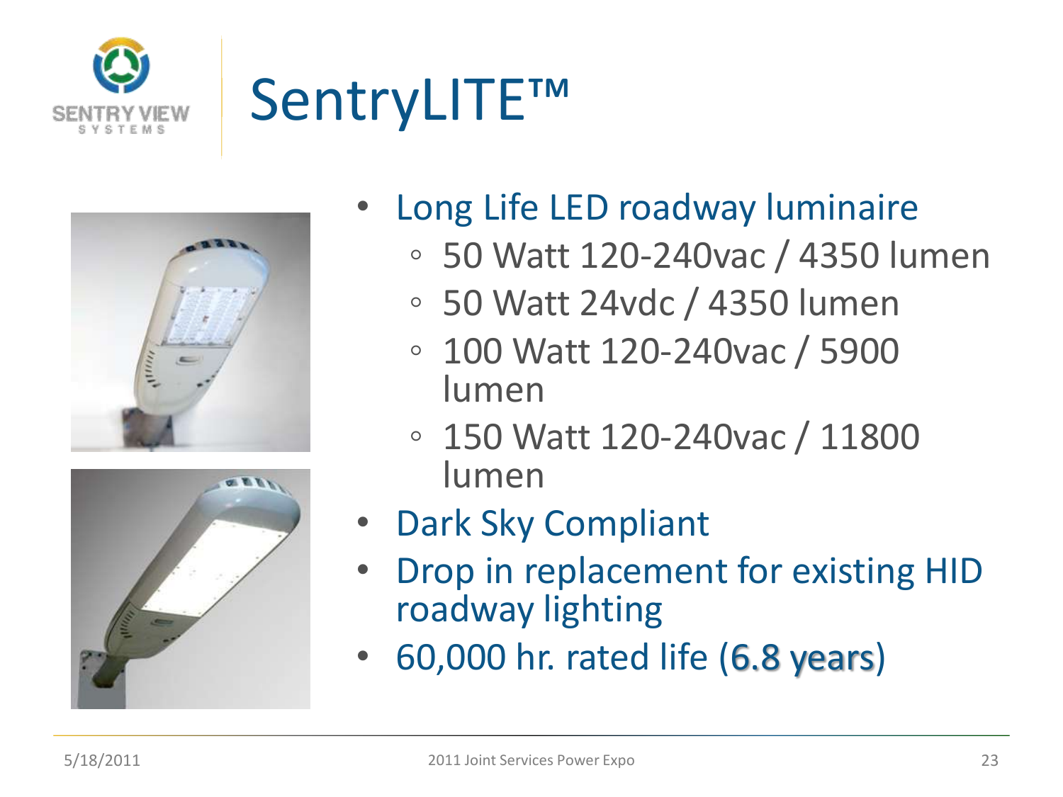# SentryLITE™

- Long Life LED roadway luminaire
  - 50 Watt 120-240vac / 4350 lumen
  - 50 Watt 24vdc / 4350 lumen
  - 100 Watt 120-240vac / 5900 lumen
  - 150 Watt 120-240vac / 11800 lumen
- Dark Sky Compliant
- Drop in replacement for existing HID roadway lighting
- 60,000 hr. rated life (6.8 years)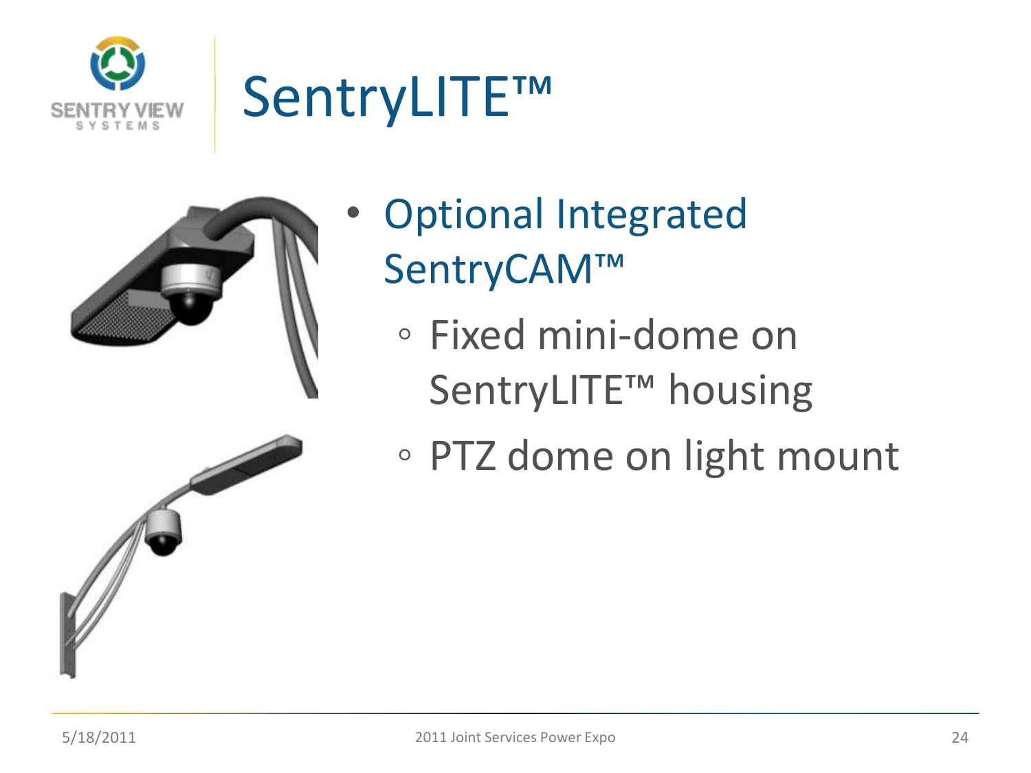# SentryLITE™

- Optional Integrated SentryCAM™
  - Fixed mini-dome on SentryLITE™ housing
  - PTZ dome on light mount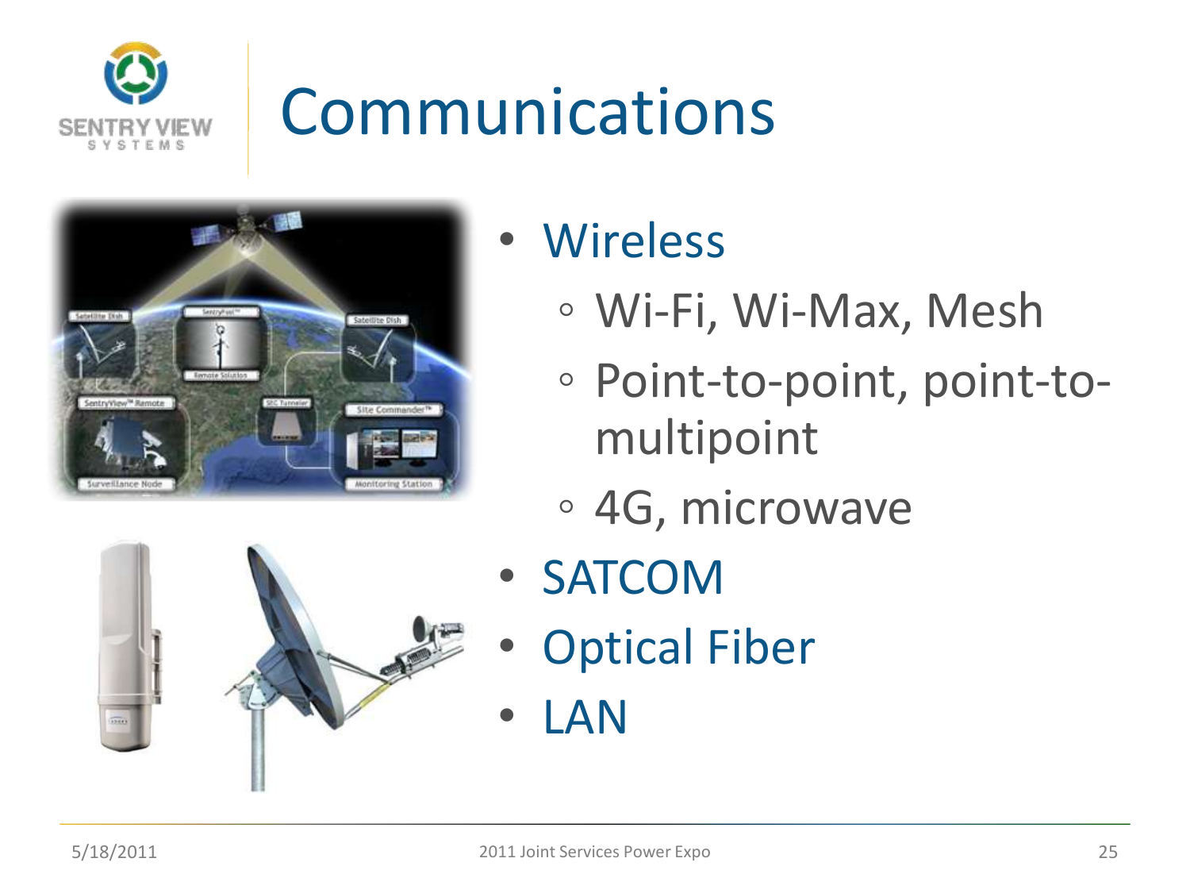# Communications

- Wireless
  - Wi-Fi, Wi-Max, Mesh
  - Point-to-point, point-to-multipoint
  - 4G, microwave
- SATCOM
- Optical Fiber
- LAN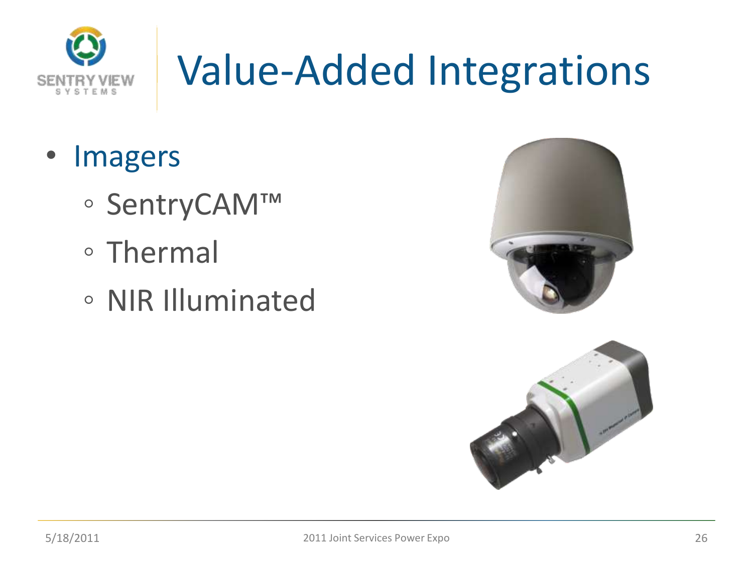# Value-Added Integrations

- Imagers
  - SentryCAM™
  - Thermal
  - NIR Illuminated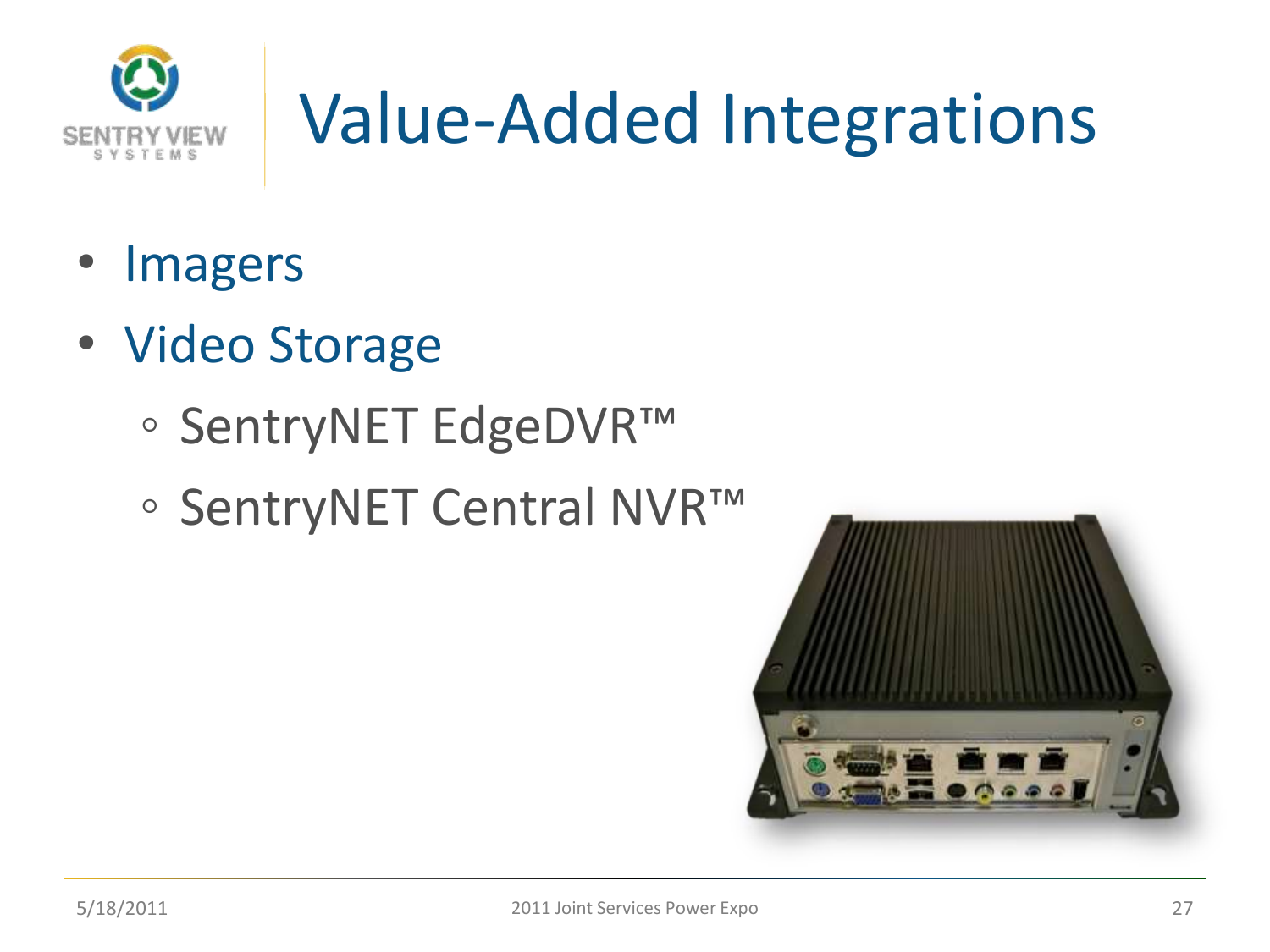# Value-Added Integrations

- Imagers
- Video Storage
  - SentryNET EdgeDVR™
  - SentryNET Central NVR™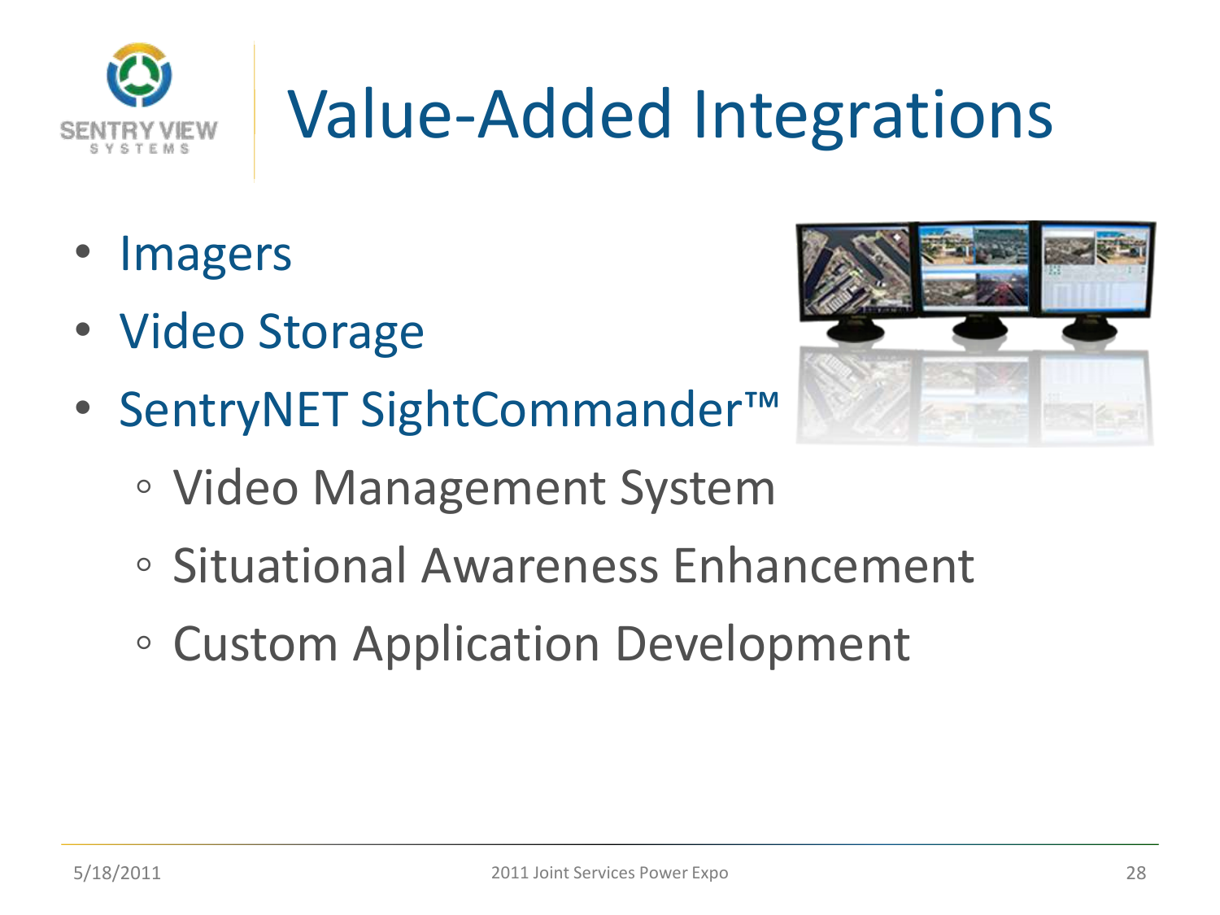# Value-Added Integrations

- Imagers
- Video Storage
- SentryNET SightCommander™
  - Video Management System
  - Situational Awareness Enhancement
  - Custom Application Development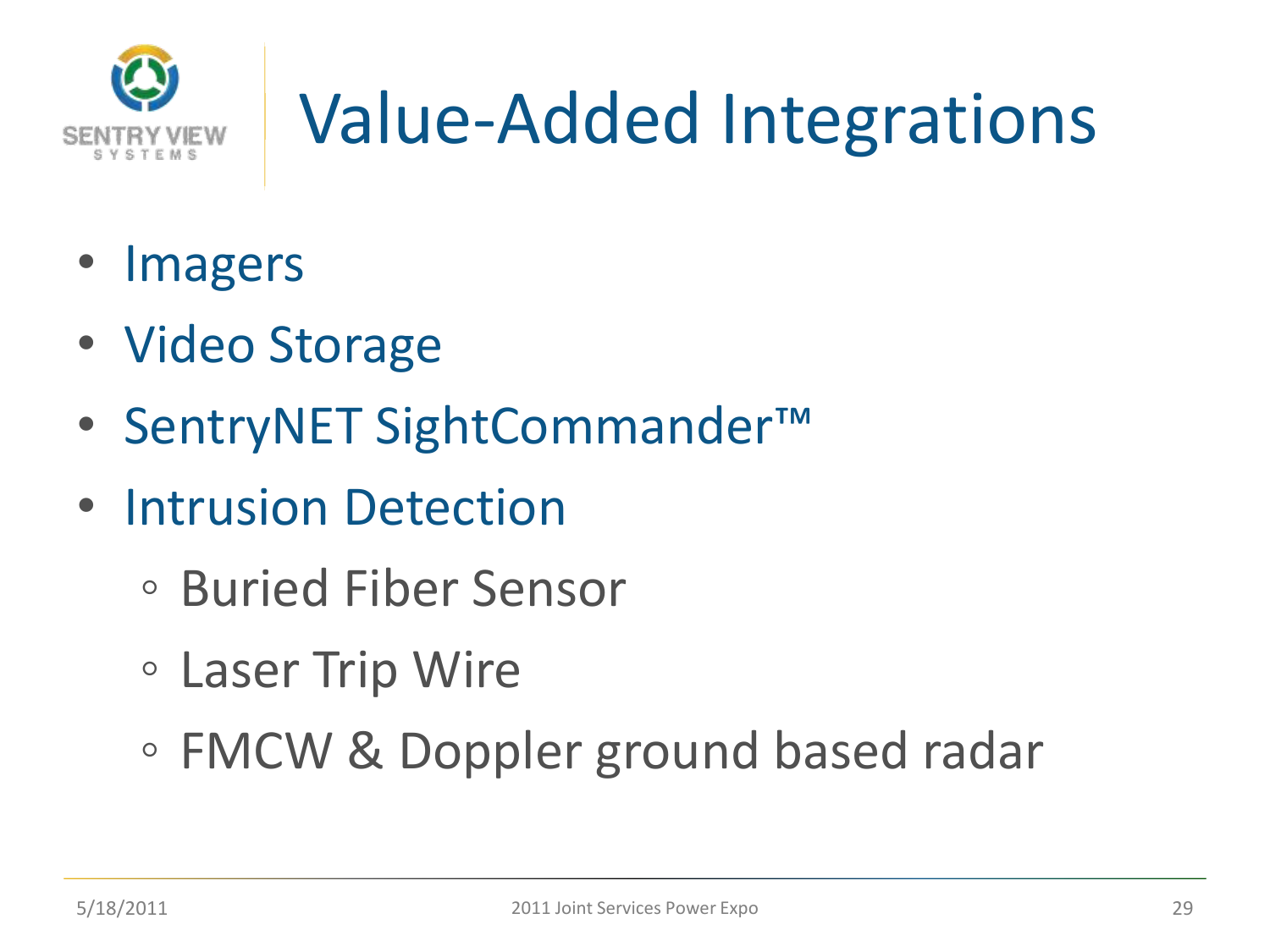# Value-Added Integrations

- Imagers
- Video Storage
- SentryNET SightCommander™
- Intrusion Detection
  - Buried Fiber Sensor
  - Laser Trip Wire
  - FMCW & Doppler ground based radar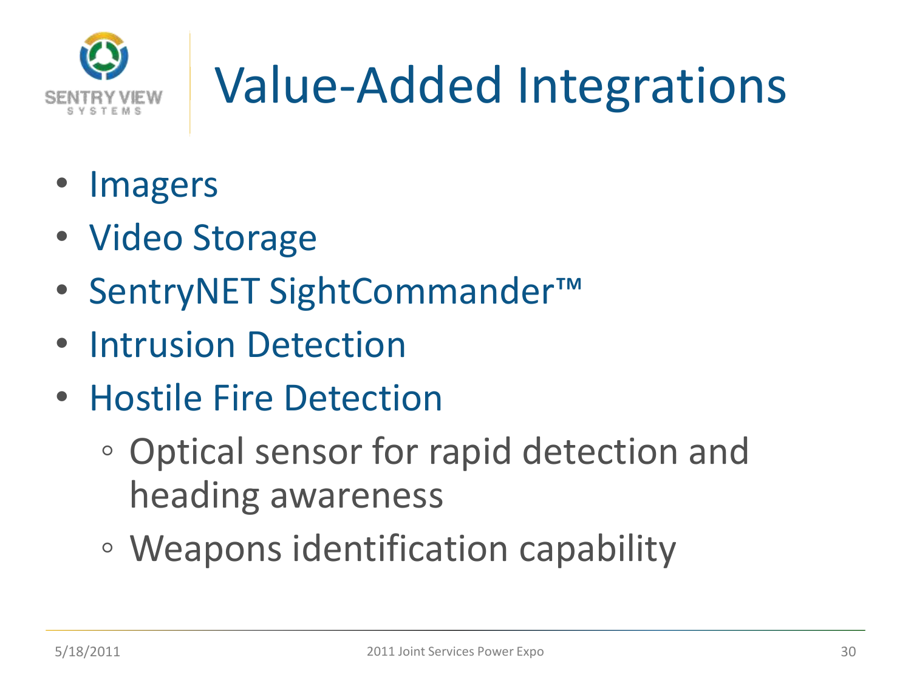# Value-Added Integrations

- Imagers
- Video Storage
- SentryNET SightCommander™
- Intrusion Detection
- Hostile Fire Detection
  - Optical sensor for rapid detection and heading awareness
  - Weapons identification capability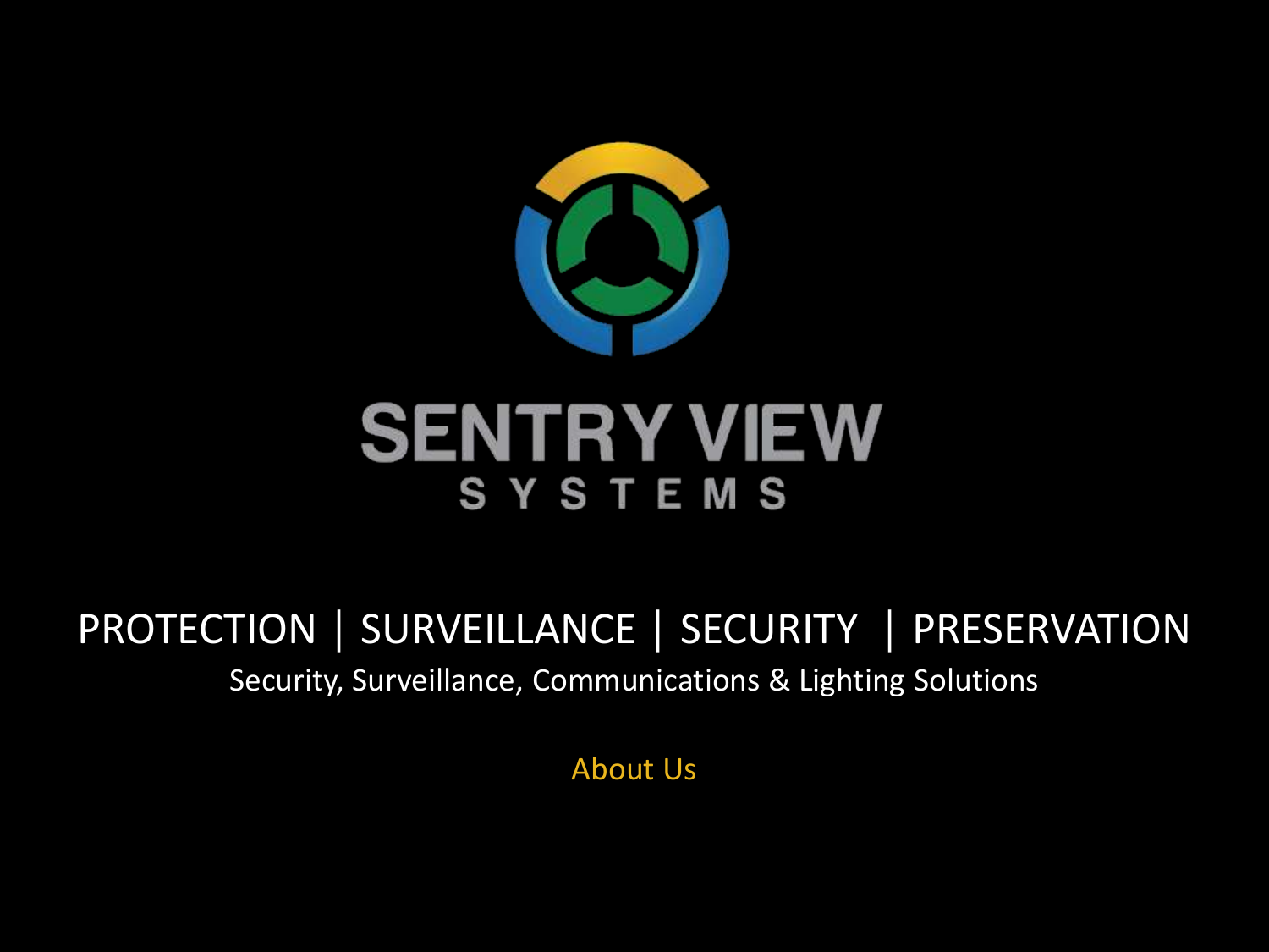# SENTRY VIEW

SYSTEMS

PROTECTION | SURVEILLANCE | SECURITY | PRESERVATION

Security, Surveillance, Communications & Lighting Solutions

About Us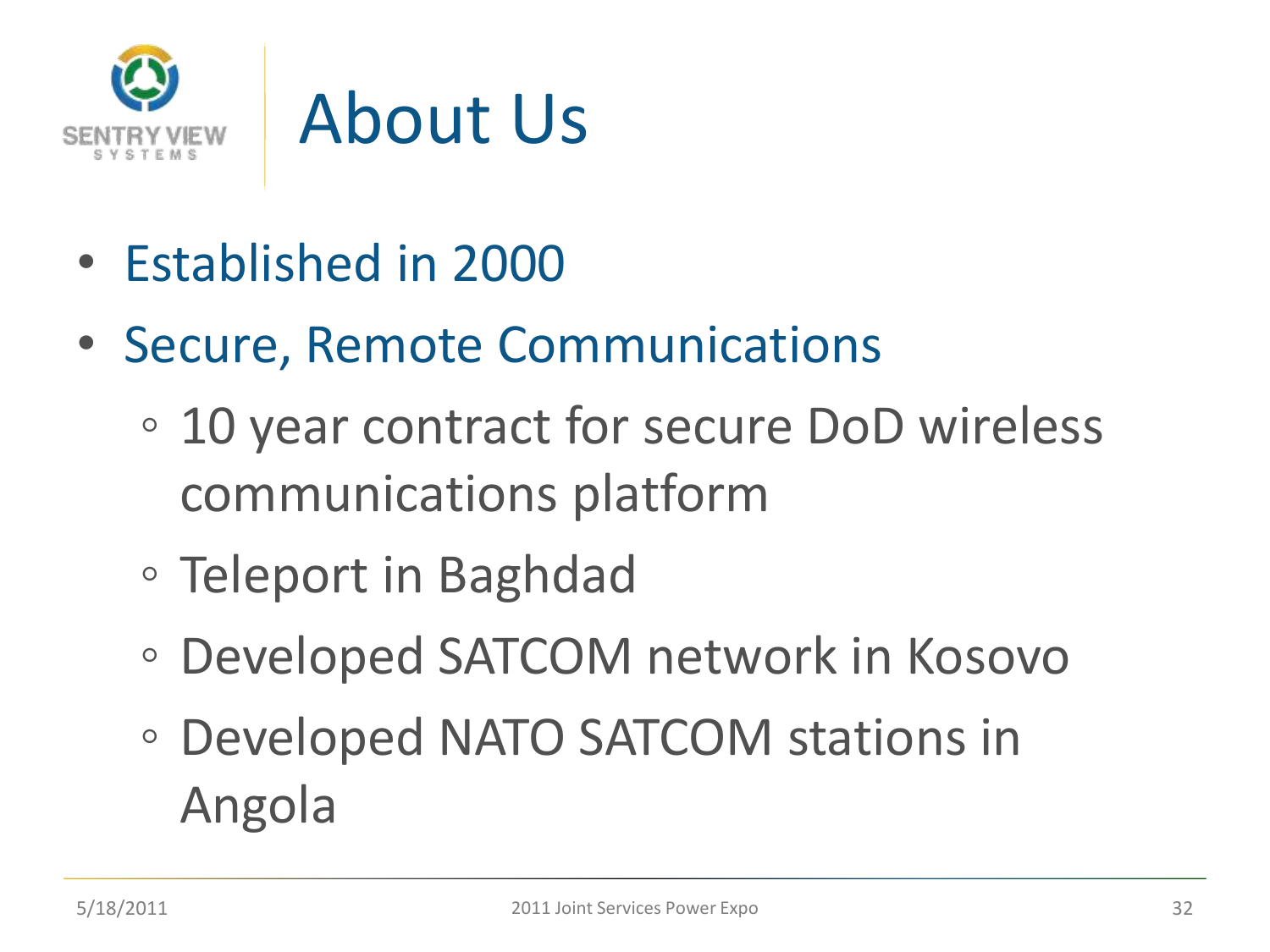# About Us

- Established in 2000
- Secure, Remote Communications
  - 10 year contract for secure DoD wireless communications platform
  - Teleport in Baghdad
  - Developed SATCOM network in Kosovo
  - Developed NATO SATCOM stations in Angola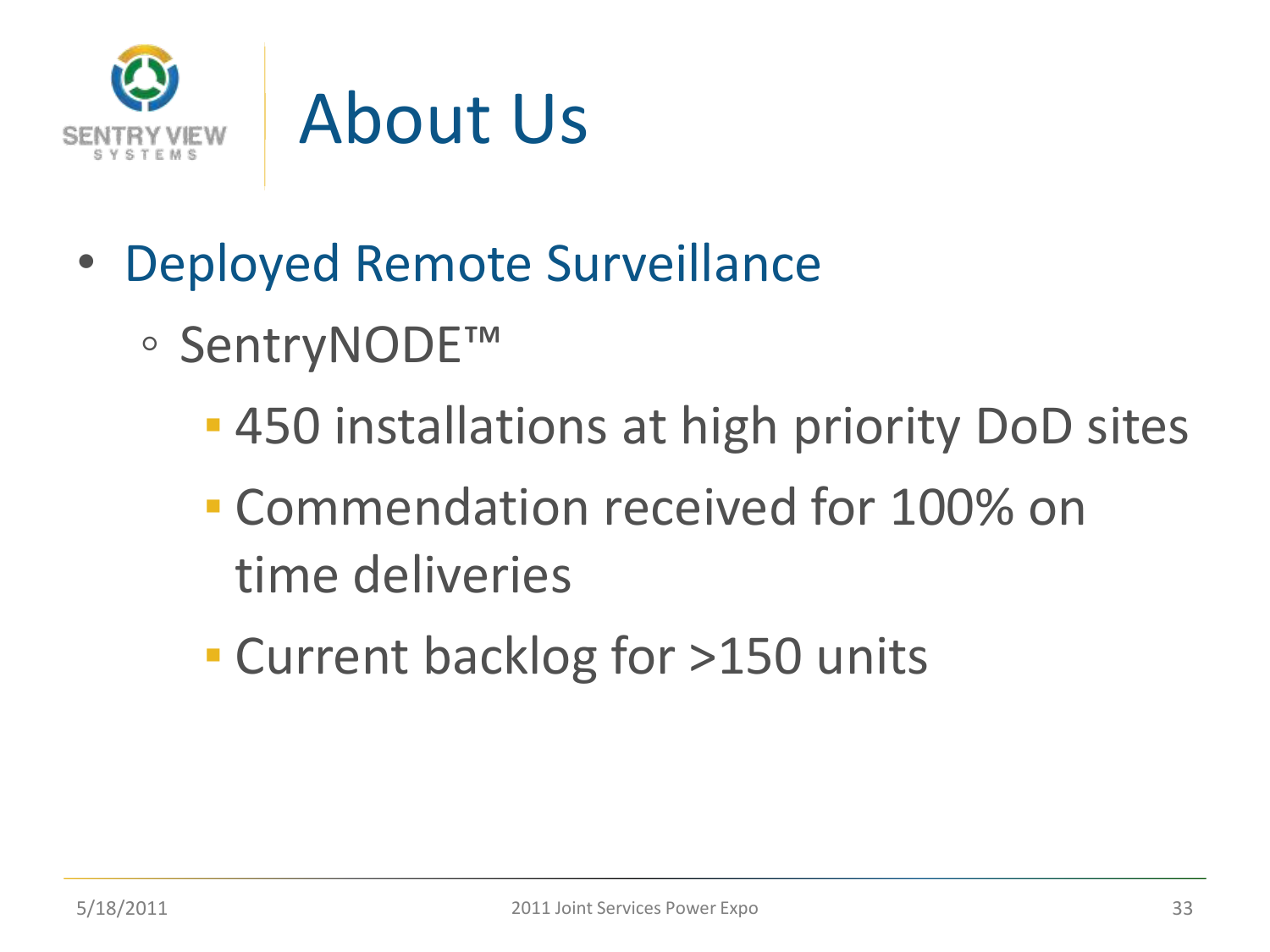# About Us

- Deployed Remote Surveillance
  - SentryNODE™
    - 450 installations at high priority DoD sites
    - Commendation received for 100% on time deliveries
    - Current backlog for >150 units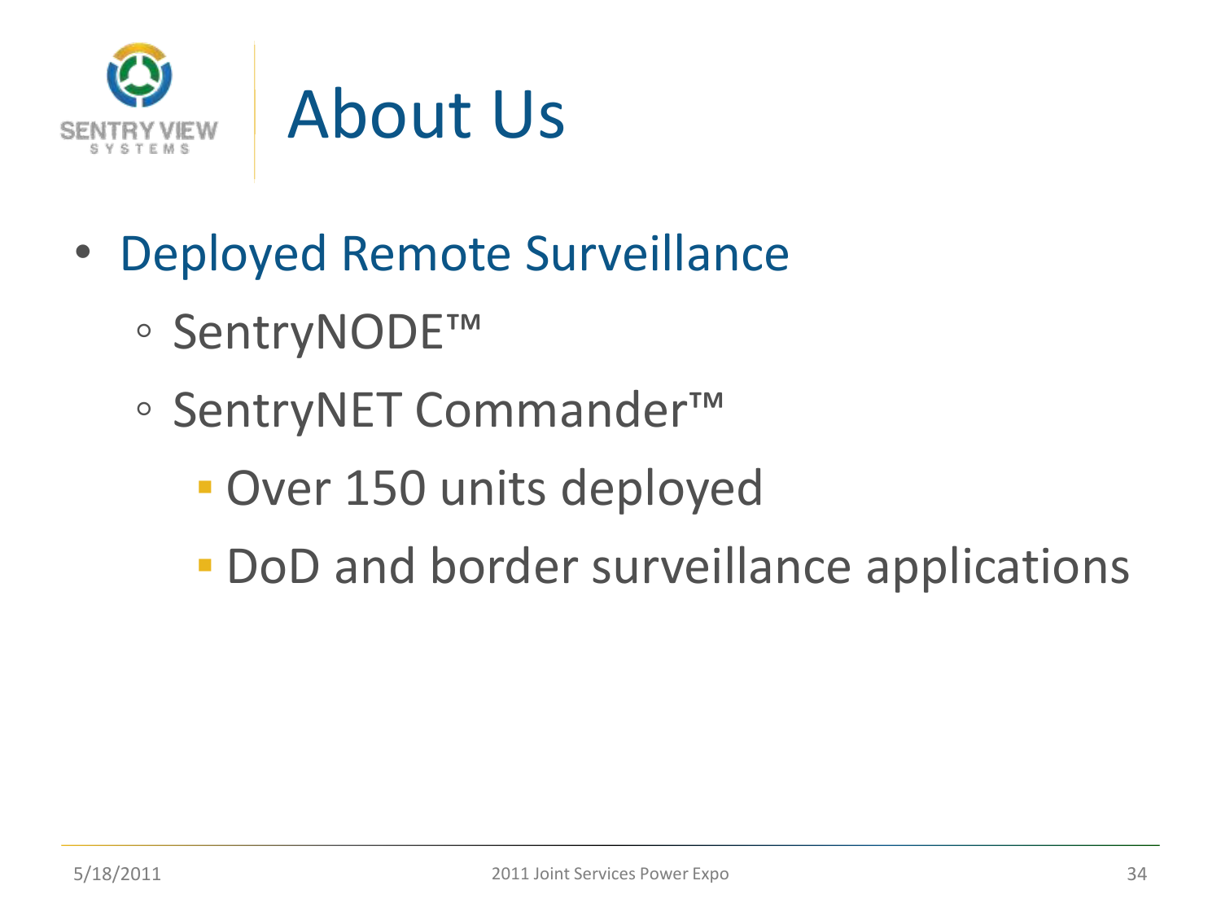SENTRY VIEW SYSTEMS

# About Us

- Deployed Remote Surveillance
  - SentryNODE™
  - SentryNET Commander™
    - Over 150 units deployed
    - DoD and border surveillance applications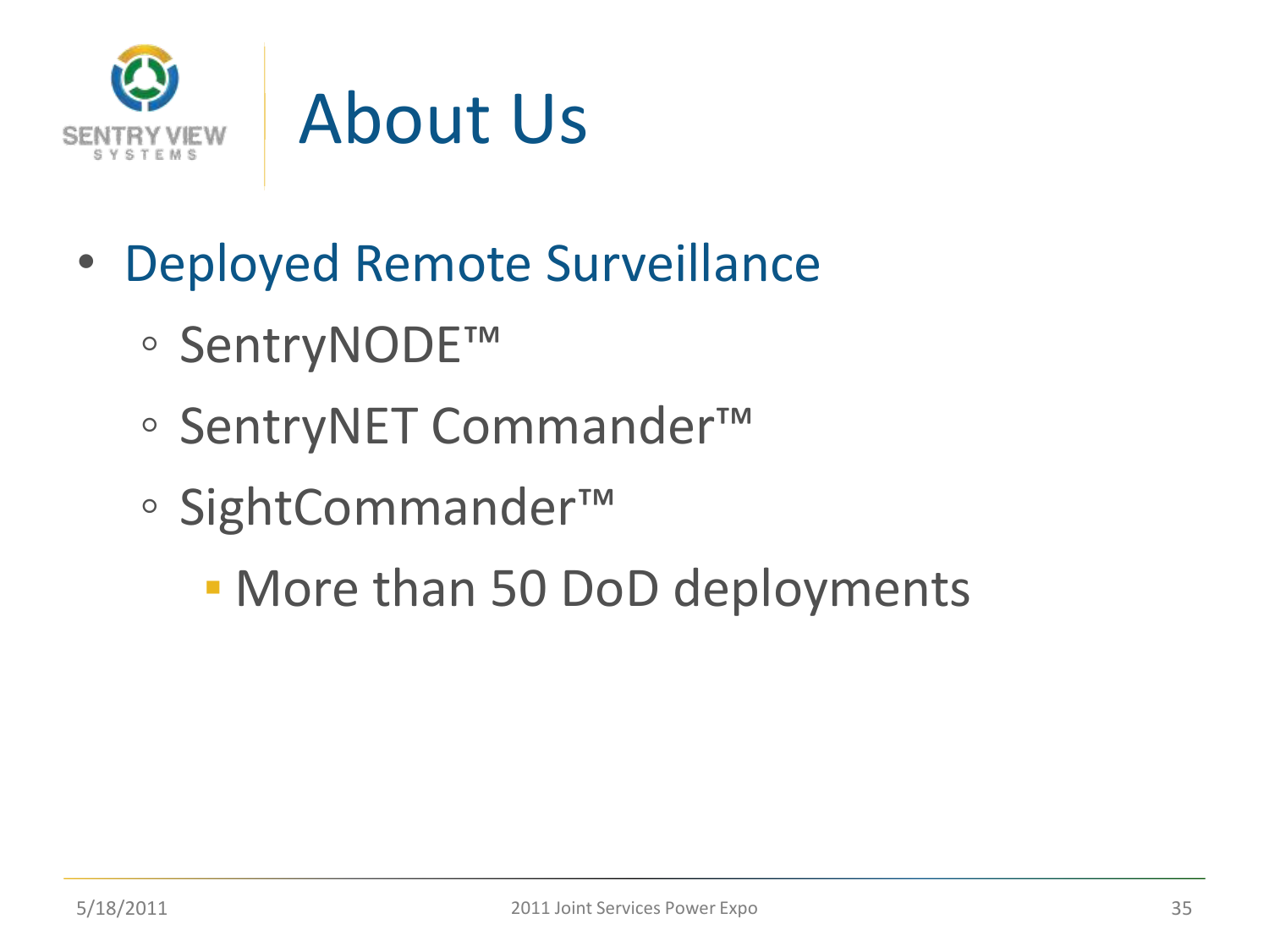# About Us

- Deployed Remote Surveillance
  - SentryNODE™
  - SentryNET Commander™
  - SightCommander™
    - More than 50 DoD deployments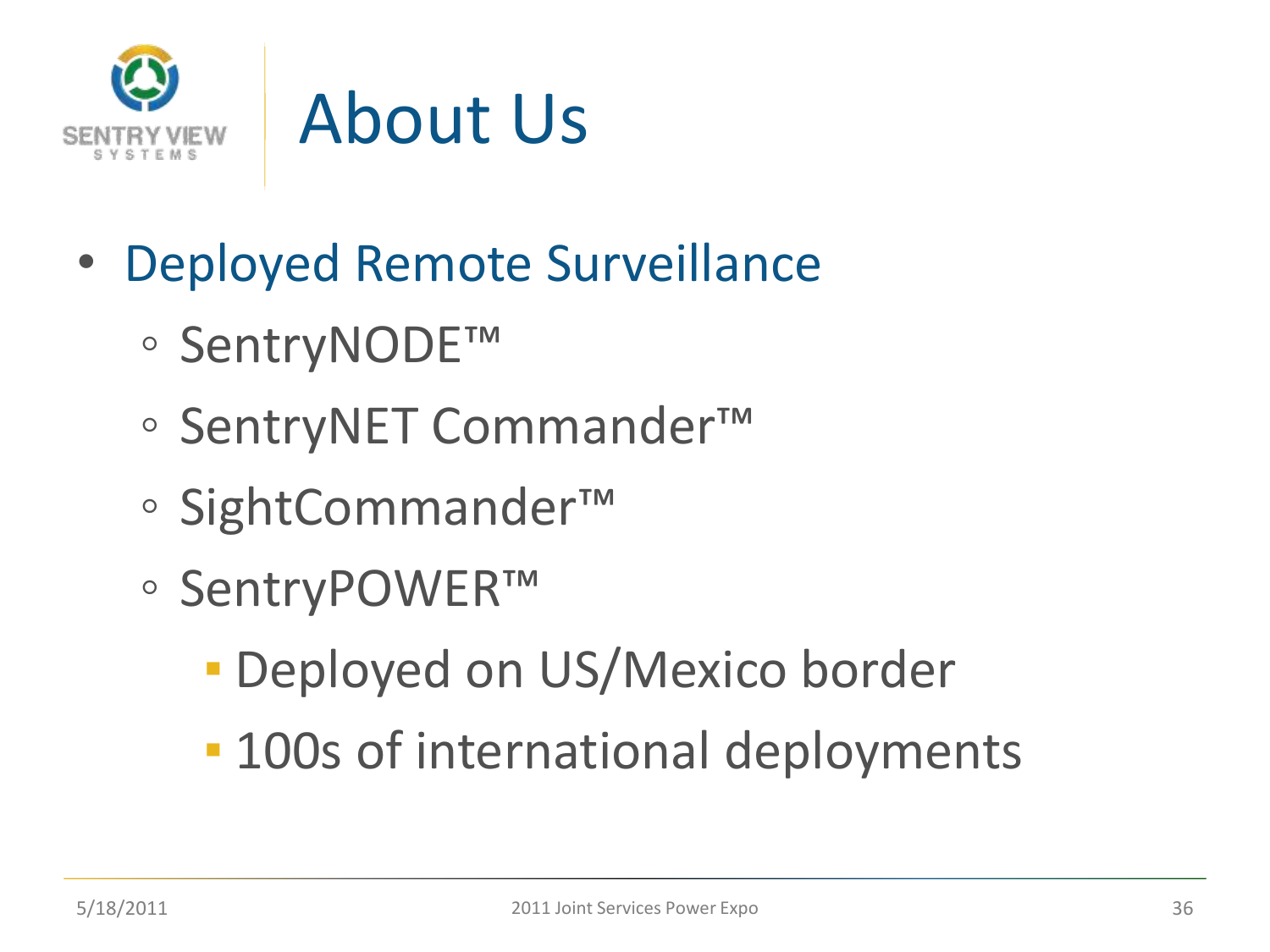# About Us

- Deployed Remote Surveillance
  - SentryNODE™
  - SentryNET Commander™
  - SightCommander™
  - SentryPOWER™
    - Deployed on US/Mexico border
    - 100s of international deployments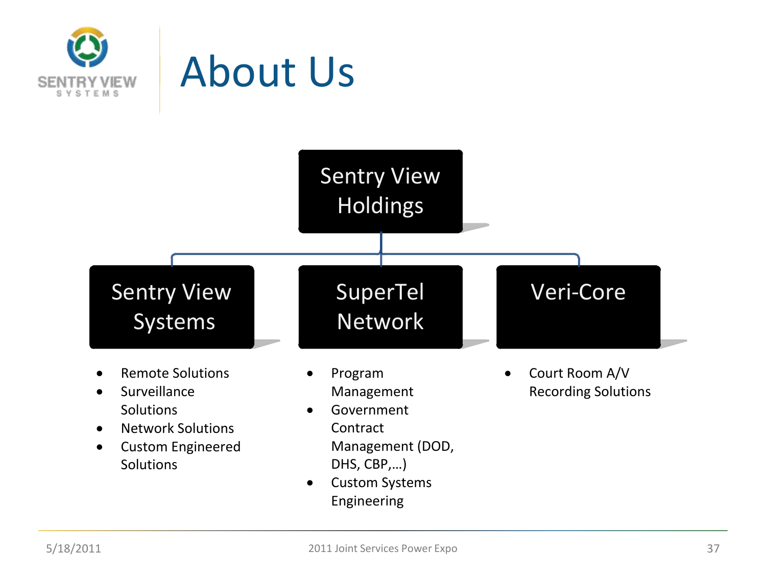# About Us

## Sentry View Holdings

### Sentry View Systems

- Remote Solutions
- Surveillance Solutions
- Network Solutions
- Custom Engineered Solutions

### SuperTel Network

- Program Management
- Government Contract Management (DOD, DHS, CBP,…)
- Custom Systems Engineering

### Veri-Core

- Court Room A/V Recording Solutions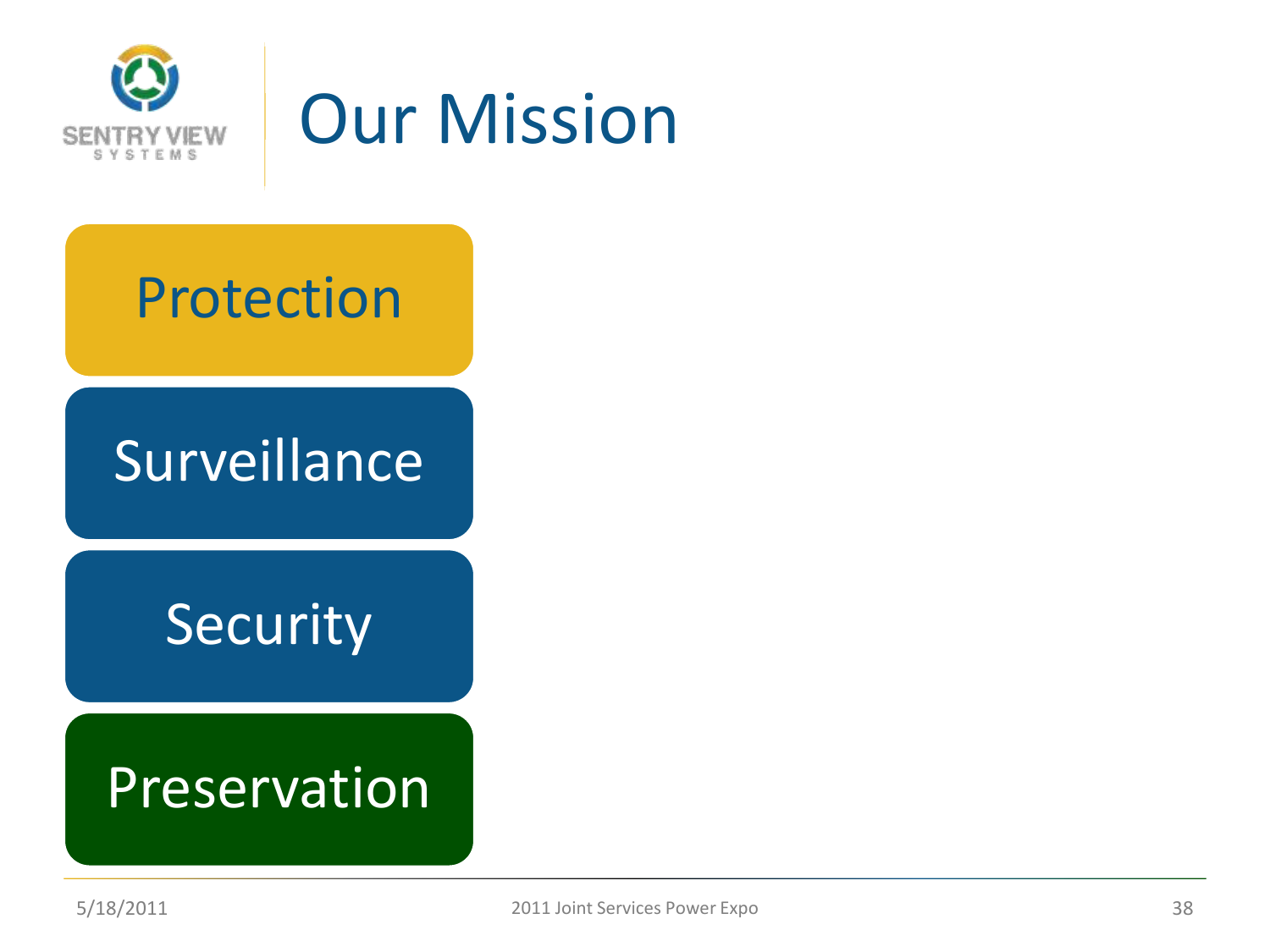# Our Mission

- Protection
- Surveillance
- Security
- Preservation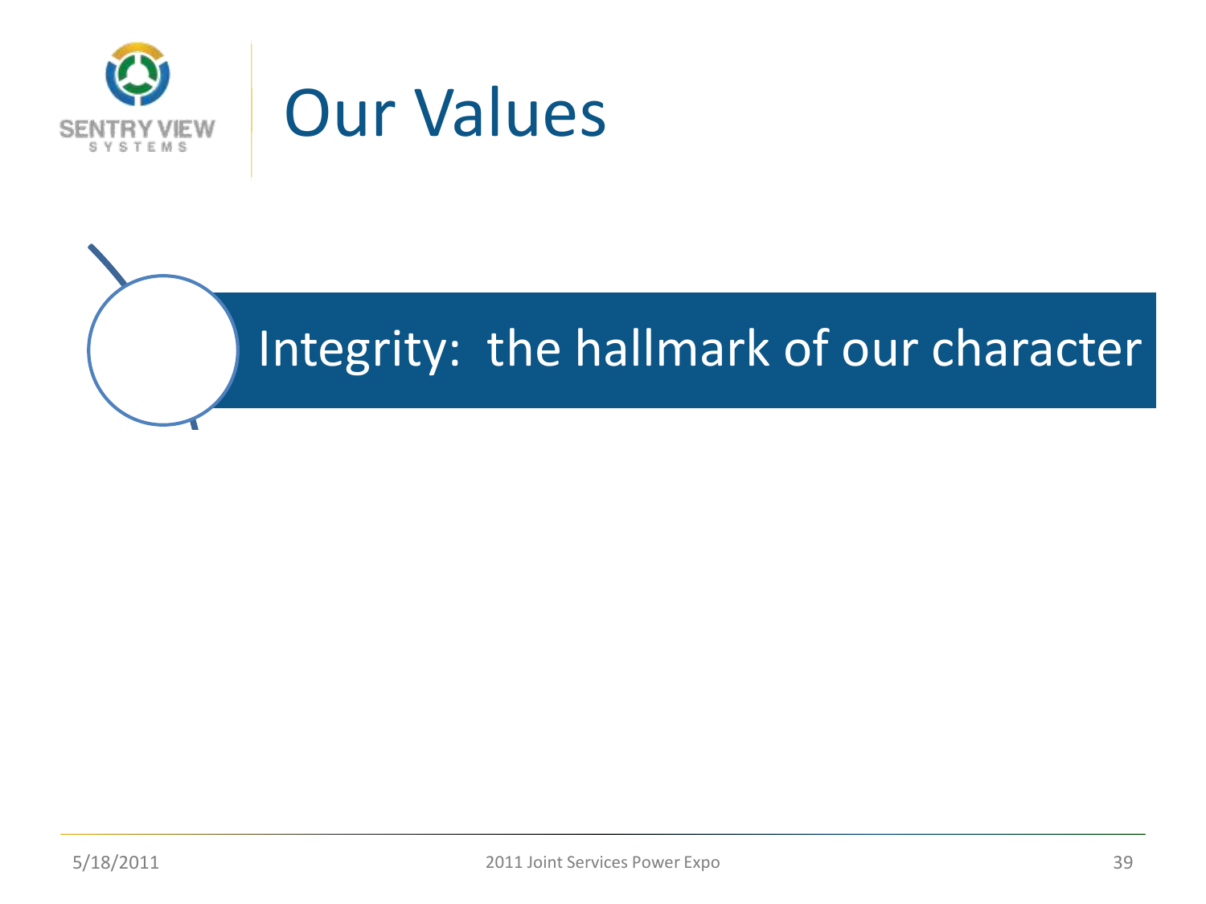# Our Values

Integrity: the hallmark of our character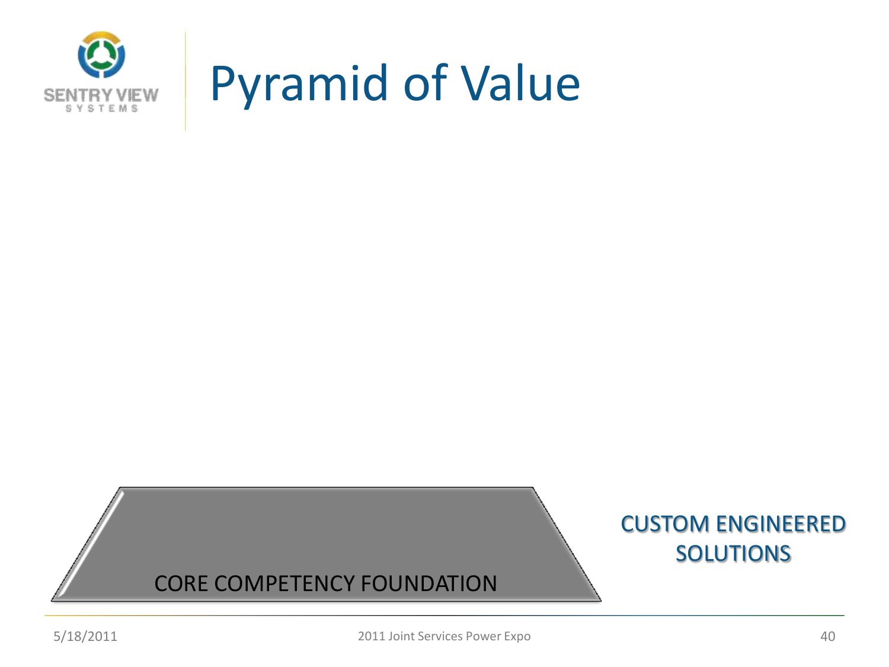# Pyramid of Value

CORE COMPETENCY FOUNDATION

CUSTOM ENGINEERED SOLUTIONS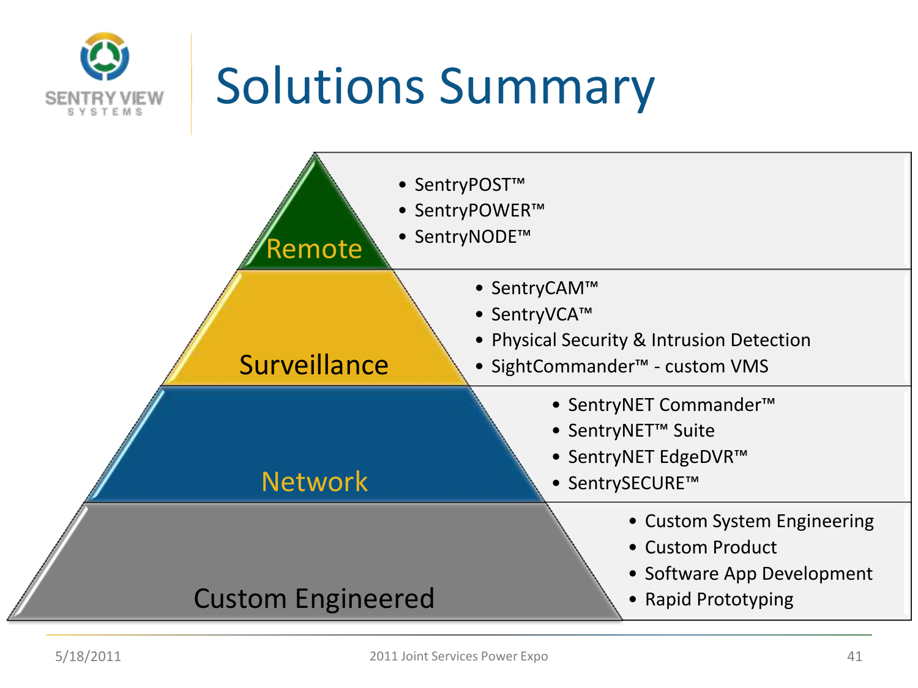# Solutions Summary

Remote

- SentryPOST™
- SentryPOWER™
- SentryNODE™

Surveillance

- SentryCAM™
- SentryVCA™
- Physical Security & Intrusion Detection
- SightCommander™ - custom VMS

Network

- SentryNET Commander™
- SentryNET™ Suite
- SentryNET EdgeDVR™
- SentrySECURE™

Custom Engineered

- Custom System Engineering
- Custom Product
- Software App Development
- Rapid Prototyping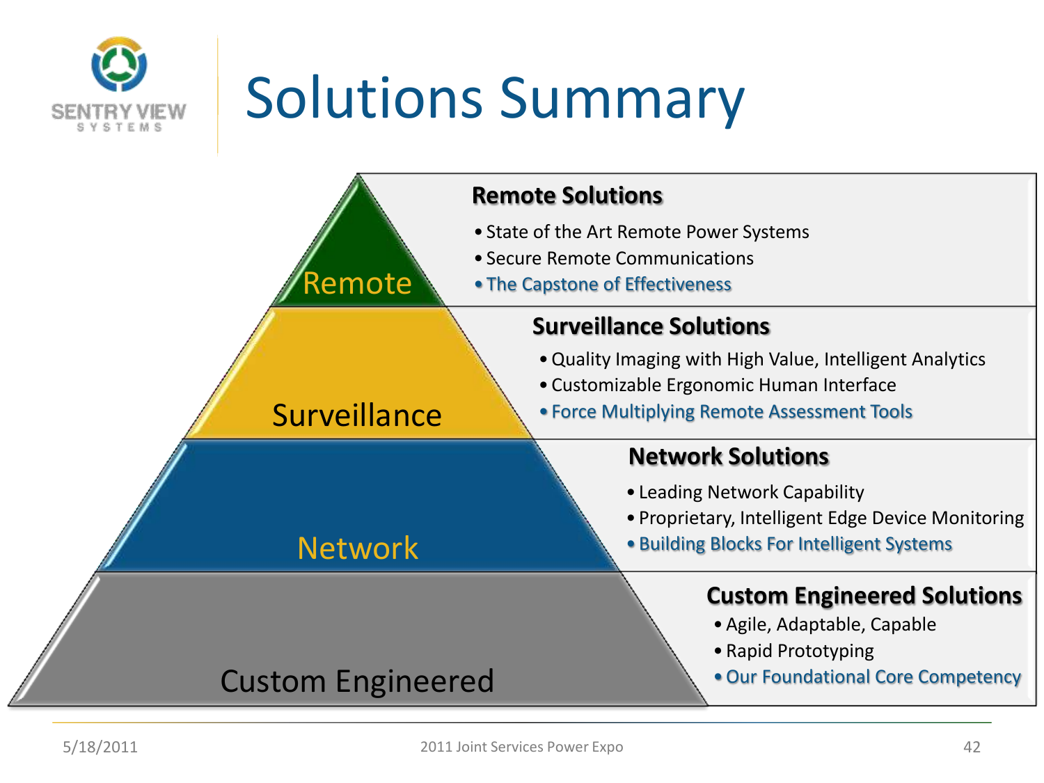# Solutions Summary

Remote

Surveillance

Network

Custom Engineered

## Remote Solutions

- State of the Art Remote Power Systems
- Secure Remote Communications
- The Capstone of Effectiveness

## Surveillance Solutions

- Quality Imaging with High Value, Intelligent Analytics
- Customizable Ergonomic Human Interface
- Force Multiplying Remote Assessment Tools

## Network Solutions

- Leading Network Capability
- Proprietary, Intelligent Edge Device Monitoring
- Building Blocks For Intelligent Systems

## Custom Engineered Solutions

- Agile, Adaptable, Capable
- Rapid Prototyping
- Our Foundational Core Competency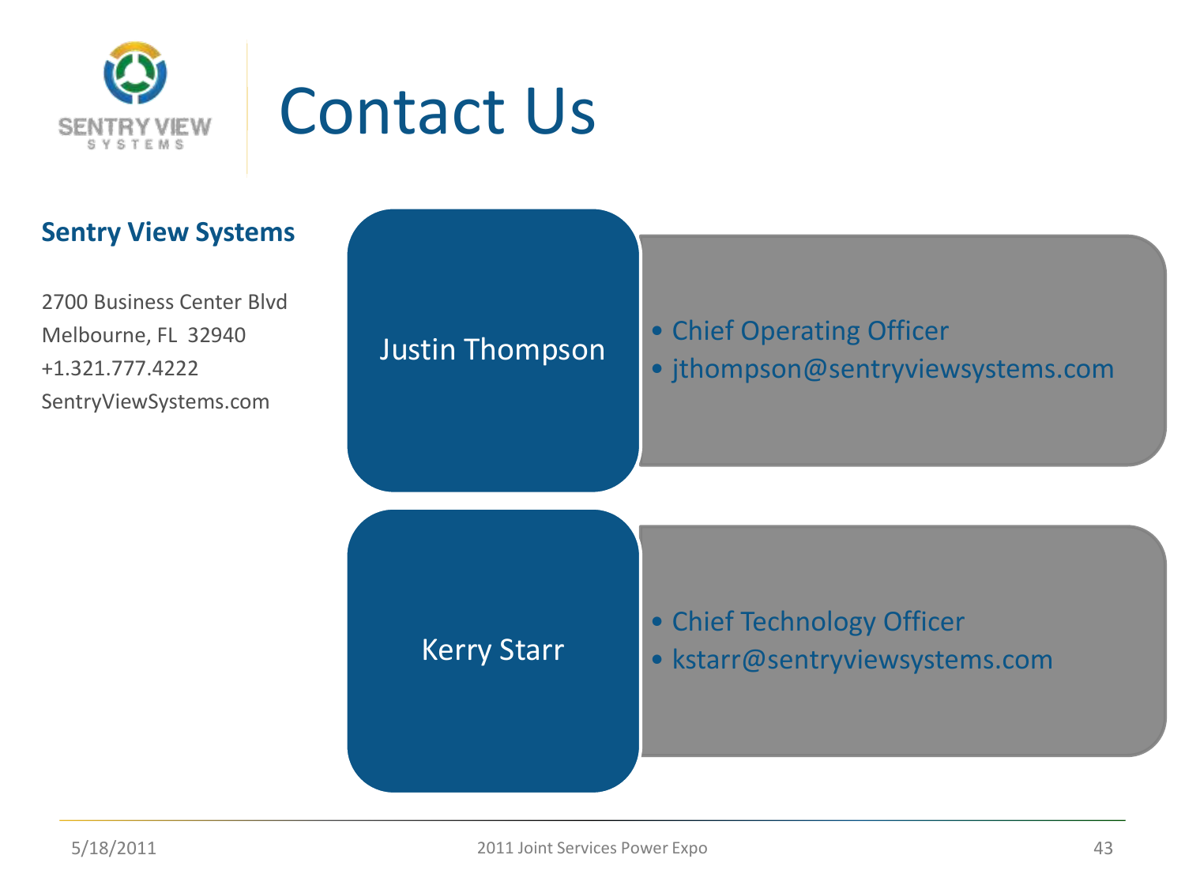# Contact Us

**Sentry View Systems**

2700 Business Center Blvd
Melbourne, FL 32940
+1.321.777.4222
SentryViewSystems.com

## Justin Thompson

- Chief Operating Officer
- jthompson@sentryviewsystems.com

## Kerry Starr

- Chief Technology Officer
- kstarr@sentryviewsystems.com